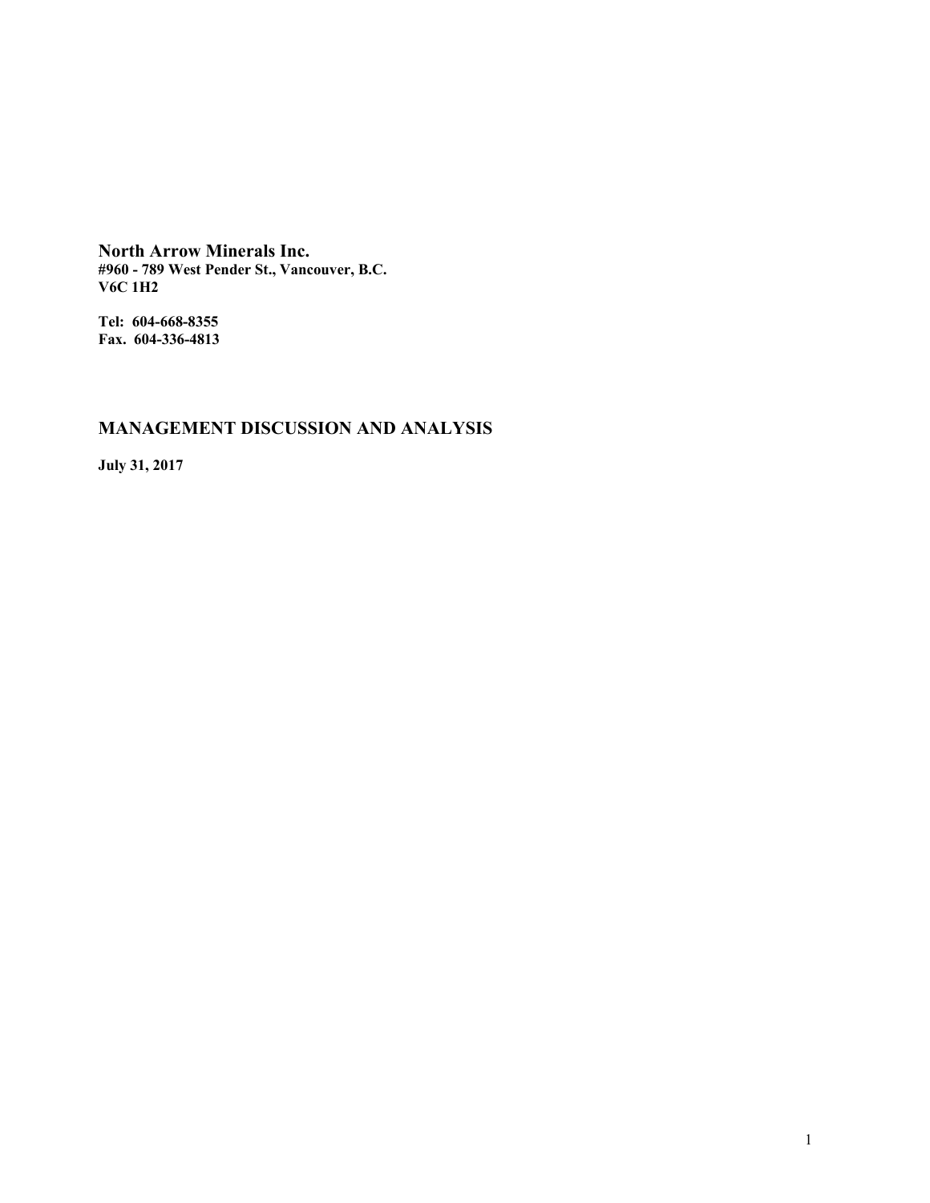**North Arrow Minerals Inc.**
**#960 - 789 West Pender St., Vancouver, B.C.**
**V6C 1H2**

**Tel: 604-668-8355**
**Fax. 604-336-4813**

## MANAGEMENT DISCUSSION AND ANALYSIS

**July 31, 2017**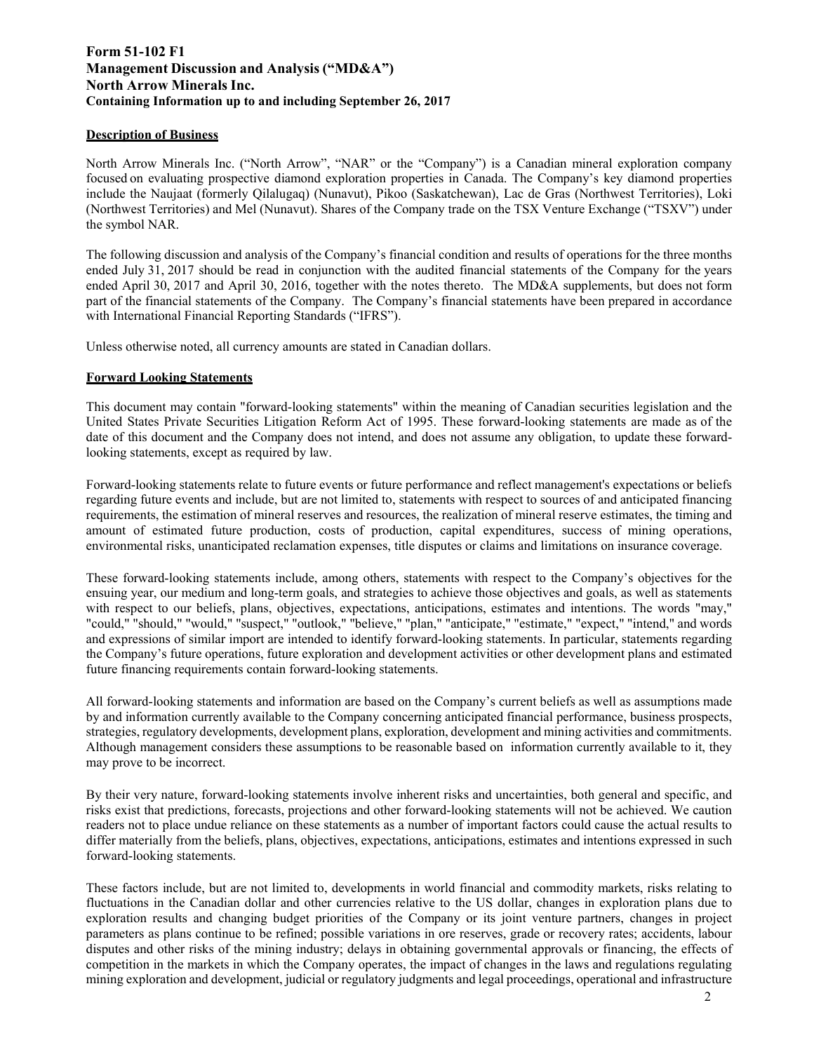**Form 51-102 F1**
**Management Discussion and Analysis ("MD&A")**
**North Arrow Minerals Inc.**
**Containing Information up to and including September 26, 2017**

## Description of Business

North Arrow Minerals Inc. ("North Arrow", "NAR" or the "Company") is a Canadian mineral exploration company focused on evaluating prospective diamond exploration properties in Canada. The Company's key diamond properties include the Naujaat (formerly Qilalugaq) (Nunavut), Pikoo (Saskatchewan), Lac de Gras (Northwest Territories), Loki (Northwest Territories) and Mel (Nunavut). Shares of the Company trade on the TSX Venture Exchange ("TSXV") under the symbol NAR.

The following discussion and analysis of the Company's financial condition and results of operations for the three months ended July 31, 2017 should be read in conjunction with the audited financial statements of the Company for the years ended April 30, 2017 and April 30, 2016, together with the notes thereto. The MD&A supplements, but does not form part of the financial statements of the Company. The Company's financial statements have been prepared in accordance with International Financial Reporting Standards ("IFRS").

Unless otherwise noted, all currency amounts are stated in Canadian dollars.

## Forward Looking Statements

This document may contain "forward-looking statements" within the meaning of Canadian securities legislation and the United States Private Securities Litigation Reform Act of 1995. These forward-looking statements are made as of the date of this document and the Company does not intend, and does not assume any obligation, to update these forward-looking statements, except as required by law.

Forward-looking statements relate to future events or future performance and reflect management's expectations or beliefs regarding future events and include, but are not limited to, statements with respect to sources of and anticipated financing requirements, the estimation of mineral reserves and resources, the realization of mineral reserve estimates, the timing and amount of estimated future production, costs of production, capital expenditures, success of mining operations, environmental risks, unanticipated reclamation expenses, title disputes or claims and limitations on insurance coverage.

These forward-looking statements include, among others, statements with respect to the Company's objectives for the ensuing year, our medium and long-term goals, and strategies to achieve those objectives and goals, as well as statements with respect to our beliefs, plans, objectives, expectations, anticipations, estimates and intentions. The words "may," "could," "should," "would," "suspect," "outlook," "believe," "plan," "anticipate," "estimate," "expect," "intend," and words and expressions of similar import are intended to identify forward-looking statements. In particular, statements regarding the Company's future operations, future exploration and development activities or other development plans and estimated future financing requirements contain forward-looking statements.

All forward-looking statements and information are based on the Company's current beliefs as well as assumptions made by and information currently available to the Company concerning anticipated financial performance, business prospects, strategies, regulatory developments, development plans, exploration, development and mining activities and commitments. Although management considers these assumptions to be reasonable based on information currently available to it, they may prove to be incorrect.

By their very nature, forward-looking statements involve inherent risks and uncertainties, both general and specific, and risks exist that predictions, forecasts, projections and other forward-looking statements will not be achieved. We caution readers not to place undue reliance on these statements as a number of important factors could cause the actual results to differ materially from the beliefs, plans, objectives, expectations, anticipations, estimates and intentions expressed in such forward-looking statements.

These factors include, but are not limited to, developments in world financial and commodity markets, risks relating to fluctuations in the Canadian dollar and other currencies relative to the US dollar, changes in exploration plans due to exploration results and changing budget priorities of the Company or its joint venture partners, changes in project parameters as plans continue to be refined; possible variations in ore reserves, grade or recovery rates; accidents, labour disputes and other risks of the mining industry; delays in obtaining governmental approvals or financing, the effects of competition in the markets in which the Company operates, the impact of changes in the laws and regulations regulating mining exploration and development, judicial or regulatory judgments and legal proceedings, operational and infrastructure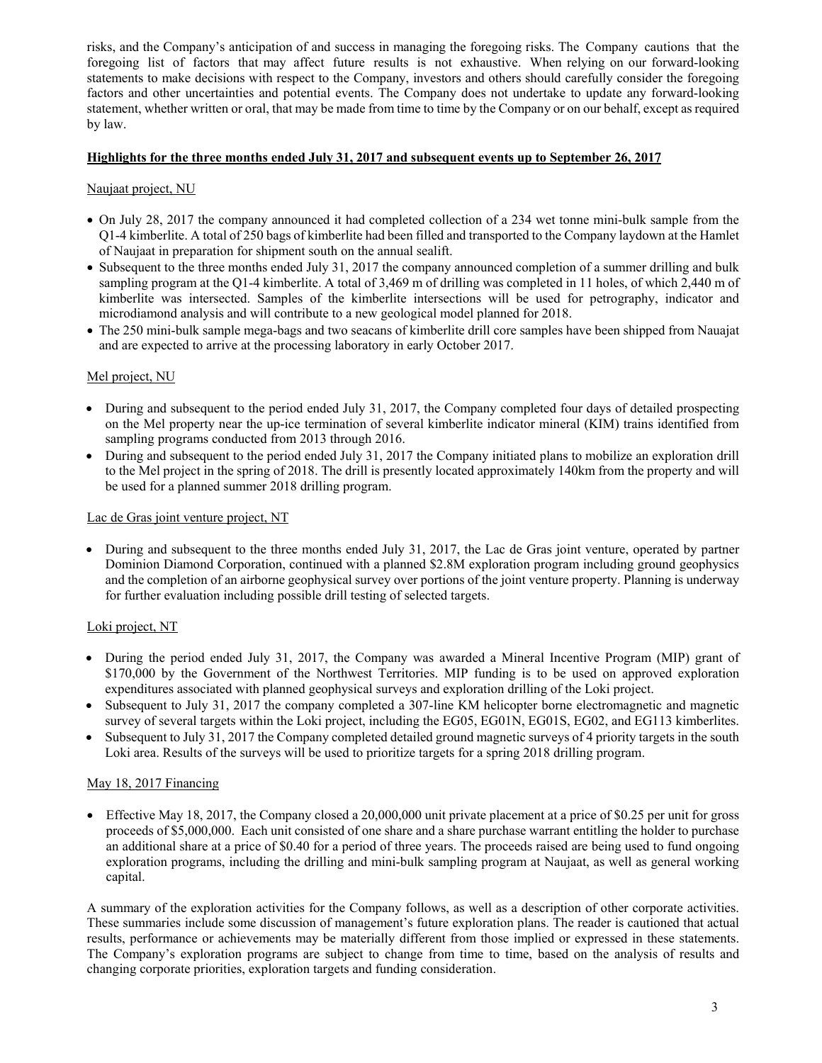risks, and the Company's anticipation of and success in managing the foregoing risks. The Company cautions that the foregoing list of factors that may affect future results is not exhaustive. When relying on our forward-looking statements to make decisions with respect to the Company, investors and others should carefully consider the foregoing factors and other uncertainties and potential events. The Company does not undertake to update any forward-looking statement, whether written or oral, that may be made from time to time by the Company or on our behalf, except as required by law.

## Highlights for the three months ended July 31, 2017 and subsequent events up to September 26, 2017

### Naujaat project, NU

- On July 28, 2017 the company announced it had completed collection of a 234 wet tonne mini-bulk sample from the Q1-4 kimberlite. A total of 250 bags of kimberlite had been filled and transported to the Company laydown at the Hamlet of Naujaat in preparation for shipment south on the annual sealift.
- Subsequent to the three months ended July 31, 2017 the company announced completion of a summer drilling and bulk sampling program at the Q1-4 kimberlite. A total of 3,469 m of drilling was completed in 11 holes, of which 2,440 m of kimberlite was intersected. Samples of the kimberlite intersections will be used for petrography, indicator and microdiamond analysis and will contribute to a new geological model planned for 2018.
- The 250 mini-bulk sample mega-bags and two seacans of kimberlite drill core samples have been shipped from Nauajat and are expected to arrive at the processing laboratory in early October 2017.

### Mel project, NU

- During and subsequent to the period ended July 31, 2017, the Company completed four days of detailed prospecting on the Mel property near the up-ice termination of several kimberlite indicator mineral (KIM) trains identified from sampling programs conducted from 2013 through 2016.
- During and subsequent to the period ended July 31, 2017 the Company initiated plans to mobilize an exploration drill to the Mel project in the spring of 2018. The drill is presently located approximately 140km from the property and will be used for a planned summer 2018 drilling program.

### Lac de Gras joint venture project, NT

- During and subsequent to the three months ended July 31, 2017, the Lac de Gras joint venture, operated by partner Dominion Diamond Corporation, continued with a planned \$2.8M exploration program including ground geophysics and the completion of an airborne geophysical survey over portions of the joint venture property. Planning is underway for further evaluation including possible drill testing of selected targets.

### Loki project, NT

- During the period ended July 31, 2017, the Company was awarded a Mineral Incentive Program (MIP) grant of \$170,000 by the Government of the Northwest Territories. MIP funding is to be used on approved exploration expenditures associated with planned geophysical surveys and exploration drilling of the Loki project.
- Subsequent to July 31, 2017 the company completed a 307-line KM helicopter borne electromagnetic and magnetic survey of several targets within the Loki project, including the EG05, EG01N, EG01S, EG02, and EG113 kimberlites.
- Subsequent to July 31, 2017 the Company completed detailed ground magnetic surveys of 4 priority targets in the south Loki area. Results of the surveys will be used to prioritize targets for a spring 2018 drilling program.

### May 18, 2017 Financing

- Effective May 18, 2017, the Company closed a 20,000,000 unit private placement at a price of \$0.25 per unit for gross proceeds of \$5,000,000. Each unit consisted of one share and a share purchase warrant entitling the holder to purchase an additional share at a price of \$0.40 for a period of three years. The proceeds raised are being used to fund ongoing exploration programs, including the drilling and mini-bulk sampling program at Naujaat, as well as general working capital.

A summary of the exploration activities for the Company follows, as well as a description of other corporate activities. These summaries include some discussion of management's future exploration plans. The reader is cautioned that actual results, performance or achievements may be materially different from those implied or expressed in these statements. The Company's exploration programs are subject to change from time to time, based on the analysis of results and changing corporate priorities, exploration targets and funding consideration.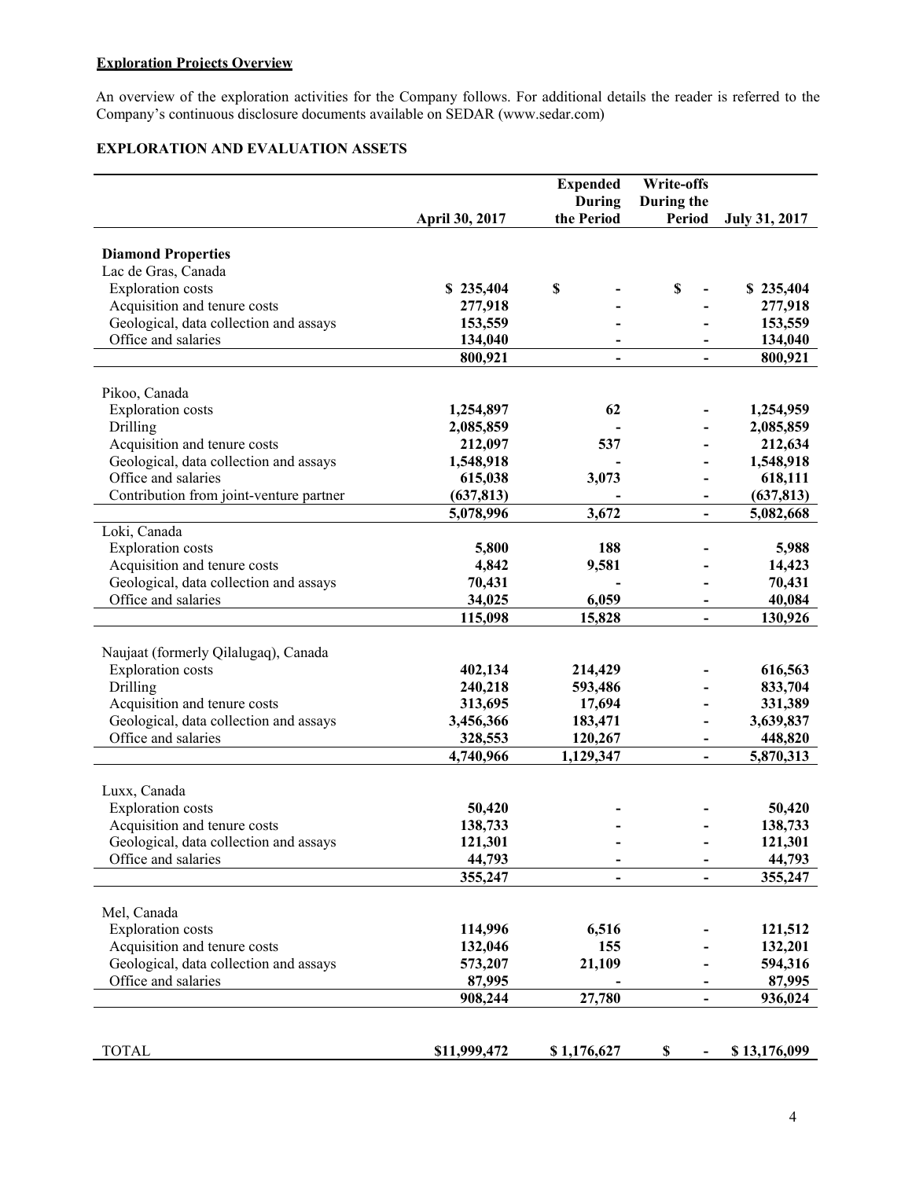**Exploration Projects Overview**

An overview of the exploration activities for the Company follows. For additional details the reader is referred to the Company's continuous disclosure documents available on SEDAR (www.sedar.com)

## EXPLORATION AND EVALUATION ASSETS

| | April 30, 2017 | Expended During the Period | Write-offs During the Period | July 31, 2017 |
|---|---|---|---|---|
| **Diamond Properties** | | | | |
| Lac de Gras, Canada | | | | |
| Exploration costs | $ 235,404 | $ - | $ - | $ 235,404 |
| Acquisition and tenure costs | 277,918 | - | - | 277,918 |
| Geological, data collection and assays | 153,559 | - | - | 153,559 |
| Office and salaries | 134,040 | - | - | 134,040 |
| | 800,921 | - | - | 800,921 |
| Pikoo, Canada | | | | |
| Exploration costs | 1,254,897 | 62 | - | 1,254,959 |
| Drilling | 2,085,859 | - | - | 2,085,859 |
| Acquisition and tenure costs | 212,097 | 537 | - | 212,634 |
| Geological, data collection and assays | 1,548,918 | - | - | 1,548,918 |
| Office and salaries | 615,038 | 3,073 | - | 618,111 |
| Contribution from joint-venture partner | (637,813) | - | - | (637,813) |
| | 5,078,996 | 3,672 | - | 5,082,668 |
| Loki, Canada | | | | |
| Exploration costs | 5,800 | 188 | - | 5,988 |
| Acquisition and tenure costs | 4,842 | 9,581 | - | 14,423 |
| Geological, data collection and assays | 70,431 | - | - | 70,431 |
| Office and salaries | 34,025 | 6,059 | - | 40,084 |
| | 115,098 | 15,828 | - | 130,926 |
| Naujaat (formerly Qilalugaq), Canada | | | | |
| Exploration costs | 402,134 | 214,429 | - | 616,563 |
| Drilling | 240,218 | 593,486 | - | 833,704 |
| Acquisition and tenure costs | 313,695 | 17,694 | - | 331,389 |
| Geological, data collection and assays | 3,456,366 | 183,471 | - | 3,639,837 |
| Office and salaries | 328,553 | 120,267 | - | 448,820 |
| | 4,740,966 | 1,129,347 | - | 5,870,313 |
| Luxx, Canada | | | | |
| Exploration costs | 50,420 | - | - | 50,420 |
| Acquisition and tenure costs | 138,733 | - | - | 138,733 |
| Geological, data collection and assays | 121,301 | - | - | 121,301 |
| Office and salaries | 44,793 | - | - | 44,793 |
| | 355,247 | - | - | 355,247 |
| Mel, Canada | | | | |
| Exploration costs | 114,996 | 6,516 | - | 121,512 |
| Acquisition and tenure costs | 132,046 | 155 | - | 132,201 |
| Geological, data collection and assays | 573,207 | 21,109 | - | 594,316 |
| Office and salaries | 87,995 | - | - | 87,995 |
| | 908,244 | 27,780 | - | 936,024 |
| TOTAL | $11,999,472 | $ 1,176,627 | $ - | $ 13,176,099 |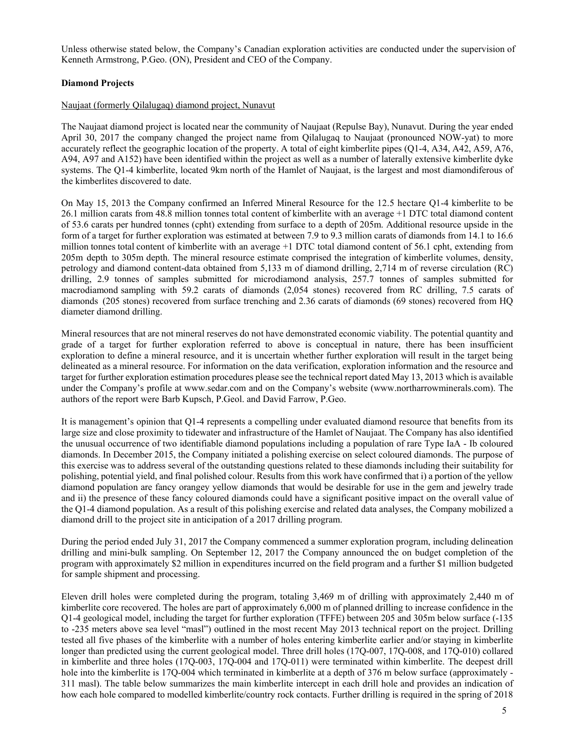Unless otherwise stated below, the Company's Canadian exploration activities are conducted under the supervision of Kenneth Armstrong, P.Geo. (ON), President and CEO of the Company.

## Diamond Projects

### Naujaat (formerly Qilalugaq) diamond project, Nunavut

The Naujaat diamond project is located near the community of Naujaat (Repulse Bay), Nunavut. During the year ended April 30, 2017 the company changed the project name from Qilalugaq to Naujaat (pronounced NOW-yat) to more accurately reflect the geographic location of the property. A total of eight kimberlite pipes (Q1-4, A34, A42, A59, A76, A94, A97 and A152) have been identified within the project as well as a number of laterally extensive kimberlite dyke systems. The Q1-4 kimberlite, located 9km north of the Hamlet of Naujaat, is the largest and most diamondiferous of the kimberlites discovered to date.

On May 15, 2013 the Company confirmed an Inferred Mineral Resource for the 12.5 hectare Q1-4 kimberlite to be 26.1 million carats from 48.8 million tonnes total content of kimberlite with an average +1 DTC total diamond content of 53.6 carats per hundred tonnes (cpht) extending from surface to a depth of 205m. Additional resource upside in the form of a target for further exploration was estimated at between 7.9 to 9.3 million carats of diamonds from 14.1 to 16.6 million tonnes total content of kimberlite with an average +1 DTC total diamond content of 56.1 cpht, extending from 205m depth to 305m depth. The mineral resource estimate comprised the integration of kimberlite volumes, density, petrology and diamond content-data obtained from 5,133 m of diamond drilling, 2,714 m of reverse circulation (RC) drilling, 2.9 tonnes of samples submitted for microdiamond analysis, 257.7 tonnes of samples submitted for macrodiamond sampling with 59.2 carats of diamonds (2,054 stones) recovered from RC drilling, 7.5 carats of diamonds (205 stones) recovered from surface trenching and 2.36 carats of diamonds (69 stones) recovered from HQ diameter diamond drilling.

Mineral resources that are not mineral reserves do not have demonstrated economic viability. The potential quantity and grade of a target for further exploration referred to above is conceptual in nature, there has been insufficient exploration to define a mineral resource, and it is uncertain whether further exploration will result in the target being delineated as a mineral resource. For information on the data verification, exploration information and the resource and target for further exploration estimation procedures please see the technical report dated May 13, 2013 which is available under the Company's profile at www.sedar.com and on the Company's website (www.northarrowminerals.com). The authors of the report were Barb Kupsch, P.Geol. and David Farrow, P.Geo.

It is management's opinion that Q1-4 represents a compelling under evaluated diamond resource that benefits from its large size and close proximity to tidewater and infrastructure of the Hamlet of Naujaat. The Company has also identified the unusual occurrence of two identifiable diamond populations including a population of rare Type IaA - Ib coloured diamonds. In December 2015, the Company initiated a polishing exercise on select coloured diamonds. The purpose of this exercise was to address several of the outstanding questions related to these diamonds including their suitability for polishing, potential yield, and final polished colour. Results from this work have confirmed that i) a portion of the yellow diamond population are fancy orangey yellow diamonds that would be desirable for use in the gem and jewelry trade and ii) the presence of these fancy coloured diamonds could have a significant positive impact on the overall value of the Q1-4 diamond population. As a result of this polishing exercise and related data analyses, the Company mobilized a diamond drill to the project site in anticipation of a 2017 drilling program.

During the period ended July 31, 2017 the Company commenced a summer exploration program, including delineation drilling and mini-bulk sampling. On September 12, 2017 the Company announced the on budget completion of the program with approximately $2 million in expenditures incurred on the field program and a further $1 million budgeted for sample shipment and processing.

Eleven drill holes were completed during the program, totaling 3,469 m of drilling with approximately 2,440 m of kimberlite core recovered. The holes are part of approximately 6,000 m of planned drilling to increase confidence in the Q1-4 geological model, including the target for further exploration (TFFE) between 205 and 305m below surface (-135 to -235 meters above sea level "masl") outlined in the most recent May 2013 technical report on the project. Drilling tested all five phases of the kimberlite with a number of holes entering kimberlite earlier and/or staying in kimberlite longer than predicted using the current geological model. Three drill holes (17Q-007, 17Q-008, and 17Q-010) collared in kimberlite and three holes (17Q-003, 17Q-004 and 17Q-011) were terminated within kimberlite. The deepest drill hole into the kimberlite is 17Q-004 which terminated in kimberlite at a depth of 376 m below surface (approximately -311 masl). The table below summarizes the main kimberlite intercept in each drill hole and provides an indication of how each hole compared to modelled kimberlite/country rock contacts. Further drilling is required in the spring of 2018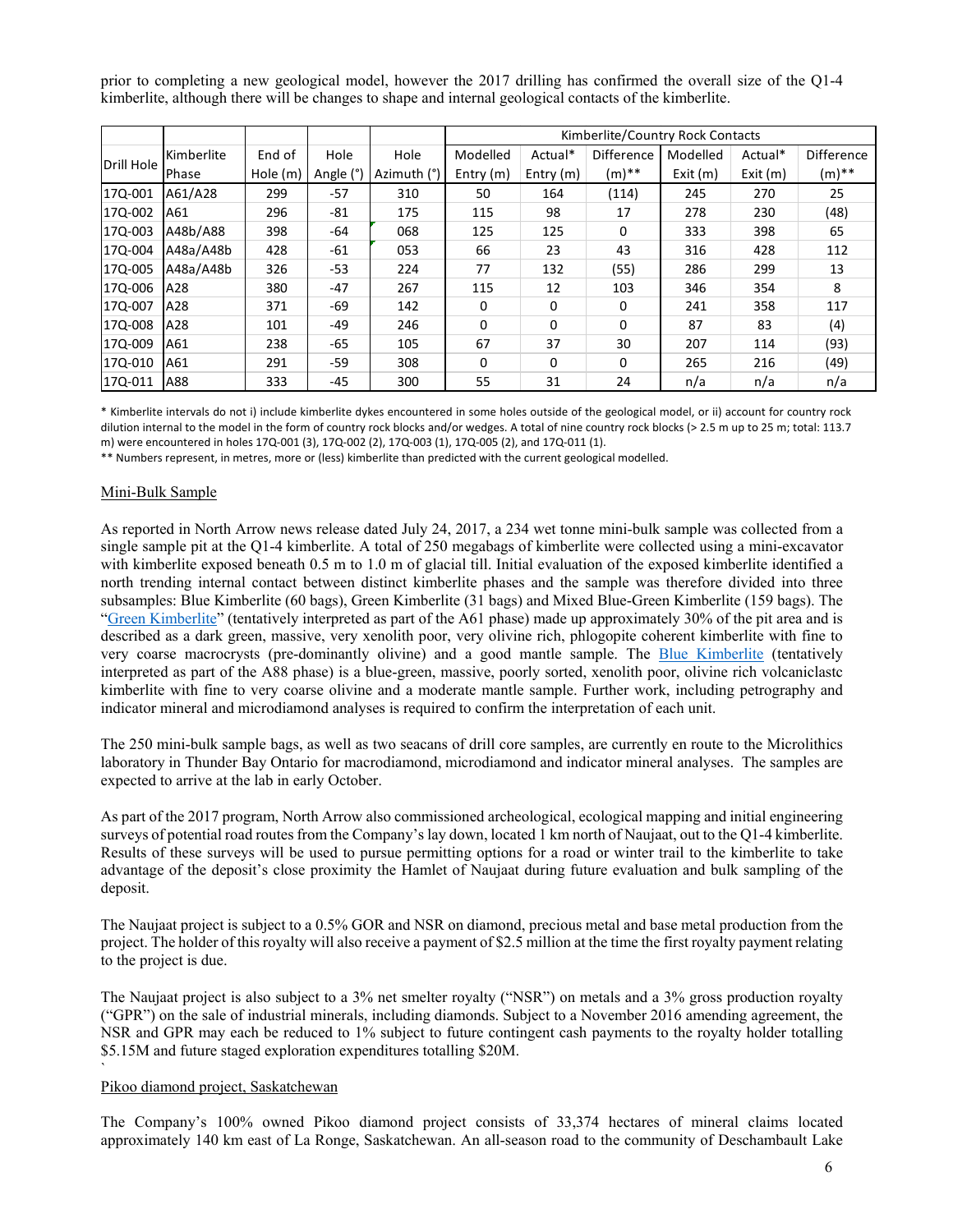prior to completing a new geological model, however the 2017 drilling has confirmed the overall size of the Q1-4 kimberlite, although there will be changes to shape and internal geological contacts of the kimberlite.

| Drill Hole | Kimberlite Phase | End of Hole (m) | Hole Angle (°) | Hole Azimuth (°) | Kimberlite/Country Rock Contacts | | | | | |
|---|---|---|---|---|---|---|---|---|---|---|
| | | | | | Modelled Entry (m) | Actual* Entry (m) | Difference (m)** | Modelled Exit (m) | Actual* Exit (m) | Difference (m)** |
| 17Q-001 | A61/A28 | 299 | -57 | 310 | 50 | 164 | (114) | 245 | 270 | 25 |
| 17Q-002 | A61 | 296 | -81 | 175 | 115 | 98 | 17 | 278 | 230 | (48) |
| 17Q-003 | A48b/A88 | 398 | -64 | 068 | 125 | 125 | 0 | 333 | 398 | 65 |
| 17Q-004 | A48a/A48b | 428 | -61 | 053 | 66 | 23 | 43 | 316 | 428 | 112 |
| 17Q-005 | A48a/A48b | 326 | -53 | 224 | 77 | 132 | (55) | 286 | 299 | 13 |
| 17Q-006 | A28 | 380 | -47 | 267 | 115 | 12 | 103 | 346 | 354 | 8 |
| 17Q-007 | A28 | 371 | -69 | 142 | 0 | 0 | 0 | 241 | 358 | 117 |
| 17Q-008 | A28 | 101 | -49 | 246 | 0 | 0 | 0 | 87 | 83 | (4) |
| 17Q-009 | A61 | 238 | -65 | 105 | 67 | 37 | 30 | 207 | 114 | (93) |
| 17Q-010 | A61 | 291 | -59 | 308 | 0 | 0 | 0 | 265 | 216 | (49) |
| 17Q-011 | A88 | 333 | -45 | 300 | 55 | 31 | 24 | n/a | n/a | n/a |

\* Kimberlite intervals do not i) include kimberlite dykes encountered in some holes outside of the geological model, or ii) account for country rock dilution internal to the model in the form of country rock blocks and/or wedges. A total of nine country rock blocks (> 2.5 m up to 25 m; total: 113.7 m) were encountered in holes 17Q-001 (3), 17Q-002 (2), 17Q-003 (1), 17Q-005 (2), and 17Q-011 (1).

\*\* Numbers represent, in metres, more or (less) kimberlite than predicted with the current geological modelled.

## Mini-Bulk Sample

As reported in North Arrow news release dated July 24, 2017, a 234 wet tonne mini-bulk sample was collected from a single sample pit at the Q1-4 kimberlite. A total of 250 megabags of kimberlite were collected using a mini-excavator with kimberlite exposed beneath 0.5 m to 1.0 m of glacial till. Initial evaluation of the exposed kimberlite identified a north trending internal contact between distinct kimberlite phases and the sample was therefore divided into three subsamples: Blue Kimberlite (60 bags), Green Kimberlite (31 bags) and Mixed Blue-Green Kimberlite (159 bags). The "Green Kimberlite" (tentatively interpreted as part of the A61 phase) made up approximately 30% of the pit area and is described as a dark green, massive, very xenolith poor, very olivine rich, phlogopite coherent kimberlite with fine to very coarse macrocrysts (pre-dominantly olivine) and a good mantle sample. The Blue Kimberlite (tentatively interpreted as part of the A88 phase) is a blue-green, massive, poorly sorted, xenolith poor, olivine rich volcaniclastc kimberlite with fine to very coarse olivine and a moderate mantle sample. Further work, including petrography and indicator mineral and microdiamond analyses is required to confirm the interpretation of each unit.

The 250 mini-bulk sample bags, as well as two seacans of drill core samples, are currently en route to the Microlithics laboratory in Thunder Bay Ontario for macrodiamond, microdiamond and indicator mineral analyses. The samples are expected to arrive at the lab in early October.

As part of the 2017 program, North Arrow also commissioned archeological, ecological mapping and initial engineering surveys of potential road routes from the Company's lay down, located 1 km north of Naujaat, out to the Q1-4 kimberlite. Results of these surveys will be used to pursue permitting options for a road or winter trail to the kimberlite to take advantage of the deposit's close proximity the Hamlet of Naujaat during future evaluation and bulk sampling of the deposit.

The Naujaat project is subject to a 0.5% GOR and NSR on diamond, precious metal and base metal production from the project. The holder of this royalty will also receive a payment of $2.5 million at the time the first royalty payment relating to the project is due.

The Naujaat project is also subject to a 3% net smelter royalty ("NSR") on metals and a 3% gross production royalty ("GPR") on the sale of industrial minerals, including diamonds. Subject to a November 2016 amending agreement, the NSR and GPR may each be reduced to 1% subject to future contingent cash payments to the royalty holder totalling $5.15M and future staged exploration expenditures totalling $20M.

## Pikoo diamond project, Saskatchewan

The Company's 100% owned Pikoo diamond project consists of 33,374 hectares of mineral claims located approximately 140 km east of La Ronge, Saskatchewan. An all-season road to the community of Deschambault Lake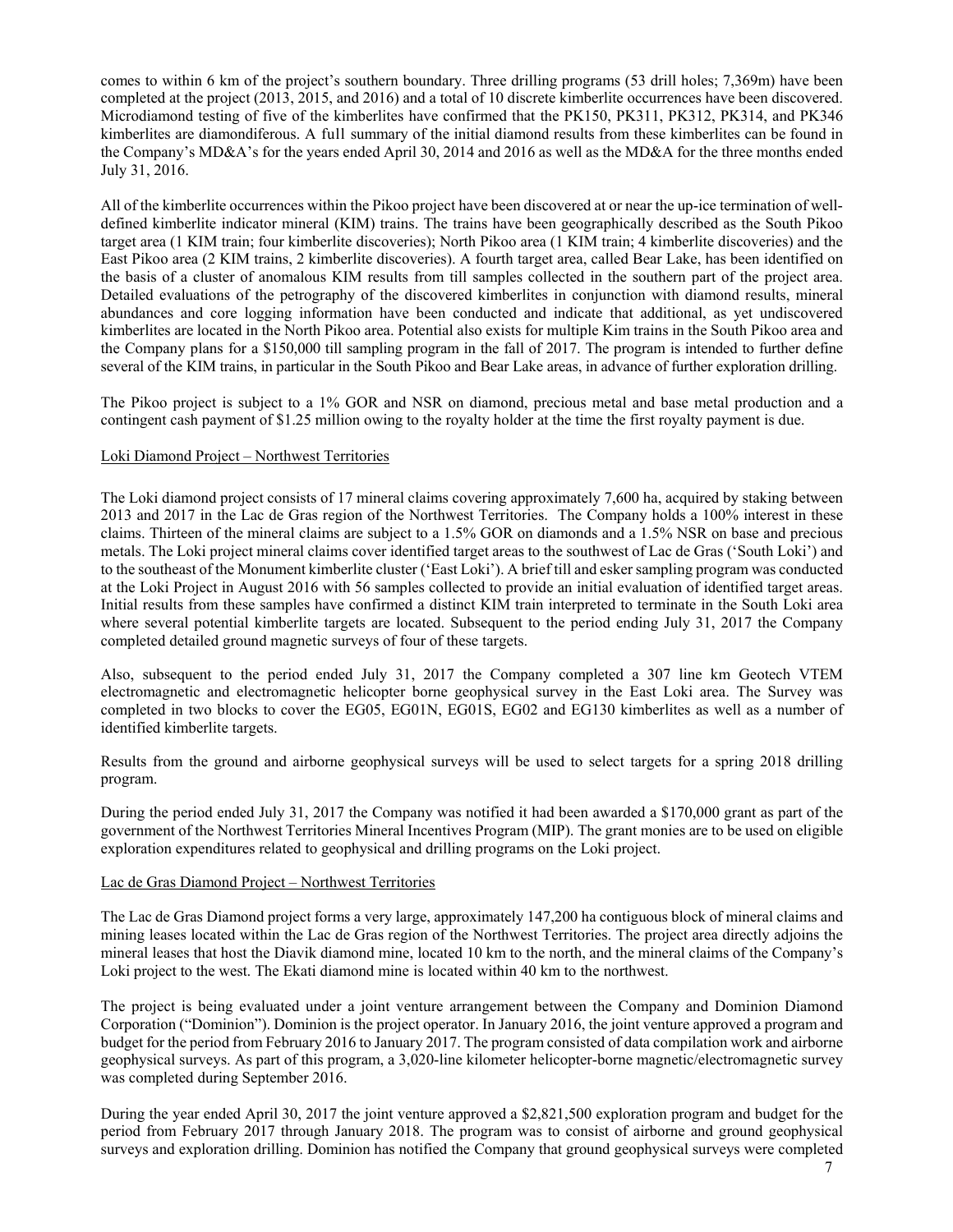comes to within 6 km of the project's southern boundary. Three drilling programs (53 drill holes; 7,369m) have been completed at the project (2013, 2015, and 2016) and a total of 10 discrete kimberlite occurrences have been discovered. Microdiamond testing of five of the kimberlites have confirmed that the PK150, PK311, PK312, PK314, and PK346 kimberlites are diamondiferous. A full summary of the initial diamond results from these kimberlites can be found in the Company's MD&A's for the years ended April 30, 2014 and 2016 as well as the MD&A for the three months ended July 31, 2016.

All of the kimberlite occurrences within the Pikoo project have been discovered at or near the up-ice termination of well-defined kimberlite indicator mineral (KIM) trains. The trains have been geographically described as the South Pikoo target area (1 KIM train; four kimberlite discoveries); North Pikoo area (1 KIM train; 4 kimberlite discoveries) and the East Pikoo area (2 KIM trains, 2 kimberlite discoveries). A fourth target area, called Bear Lake, has been identified on the basis of a cluster of anomalous KIM results from till samples collected in the southern part of the project area. Detailed evaluations of the petrography of the discovered kimberlites in conjunction with diamond results, mineral abundances and core logging information have been conducted and indicate that additional, as yet undiscovered kimberlites are located in the North Pikoo area. Potential also exists for multiple Kim trains in the South Pikoo area and the Company plans for a $150,000 till sampling program in the fall of 2017. The program is intended to further define several of the KIM trains, in particular in the South Pikoo and Bear Lake areas, in advance of further exploration drilling.

The Pikoo project is subject to a 1% GOR and NSR on diamond, precious metal and base metal production and a contingent cash payment of $1.25 million owing to the royalty holder at the time the first royalty payment is due.

## Loki Diamond Project – Northwest Territories

The Loki diamond project consists of 17 mineral claims covering approximately 7,600 ha, acquired by staking between 2013 and 2017 in the Lac de Gras region of the Northwest Territories. The Company holds a 100% interest in these claims. Thirteen of the mineral claims are subject to a 1.5% GOR on diamonds and a 1.5% NSR on base and precious metals. The Loki project mineral claims cover identified target areas to the southwest of Lac de Gras ('South Loki') and to the southeast of the Monument kimberlite cluster ('East Loki'). A brief till and esker sampling program was conducted at the Loki Project in August 2016 with 56 samples collected to provide an initial evaluation of identified target areas. Initial results from these samples have confirmed a distinct KIM train interpreted to terminate in the South Loki area where several potential kimberlite targets are located. Subsequent to the period ending July 31, 2017 the Company completed detailed ground magnetic surveys of four of these targets.

Also, subsequent to the period ended July 31, 2017 the Company completed a 307 line km Geotech VTEM electromagnetic and electromagnetic helicopter borne geophysical survey in the East Loki area. The Survey was completed in two blocks to cover the EG05, EG01N, EG01S, EG02 and EG130 kimberlites as well as a number of identified kimberlite targets.

Results from the ground and airborne geophysical surveys will be used to select targets for a spring 2018 drilling program.

During the period ended July 31, 2017 the Company was notified it had been awarded a $170,000 grant as part of the government of the Northwest Territories Mineral Incentives Program (MIP). The grant monies are to be used on eligible exploration expenditures related to geophysical and drilling programs on the Loki project.

## Lac de Gras Diamond Project – Northwest Territories

The Lac de Gras Diamond project forms a very large, approximately 147,200 ha contiguous block of mineral claims and mining leases located within the Lac de Gras region of the Northwest Territories. The project area directly adjoins the mineral leases that host the Diavik diamond mine, located 10 km to the north, and the mineral claims of the Company's Loki project to the west. The Ekati diamond mine is located within 40 km to the northwest.

The project is being evaluated under a joint venture arrangement between the Company and Dominion Diamond Corporation ("Dominion"). Dominion is the project operator. In January 2016, the joint venture approved a program and budget for the period from February 2016 to January 2017. The program consisted of data compilation work and airborne geophysical surveys. As part of this program, a 3,020-line kilometer helicopter-borne magnetic/electromagnetic survey was completed during September 2016.

During the year ended April 30, 2017 the joint venture approved a $2,821,500 exploration program and budget for the period from February 2017 through January 2018. The program was to consist of airborne and ground geophysical surveys and exploration drilling. Dominion has notified the Company that ground geophysical surveys were completed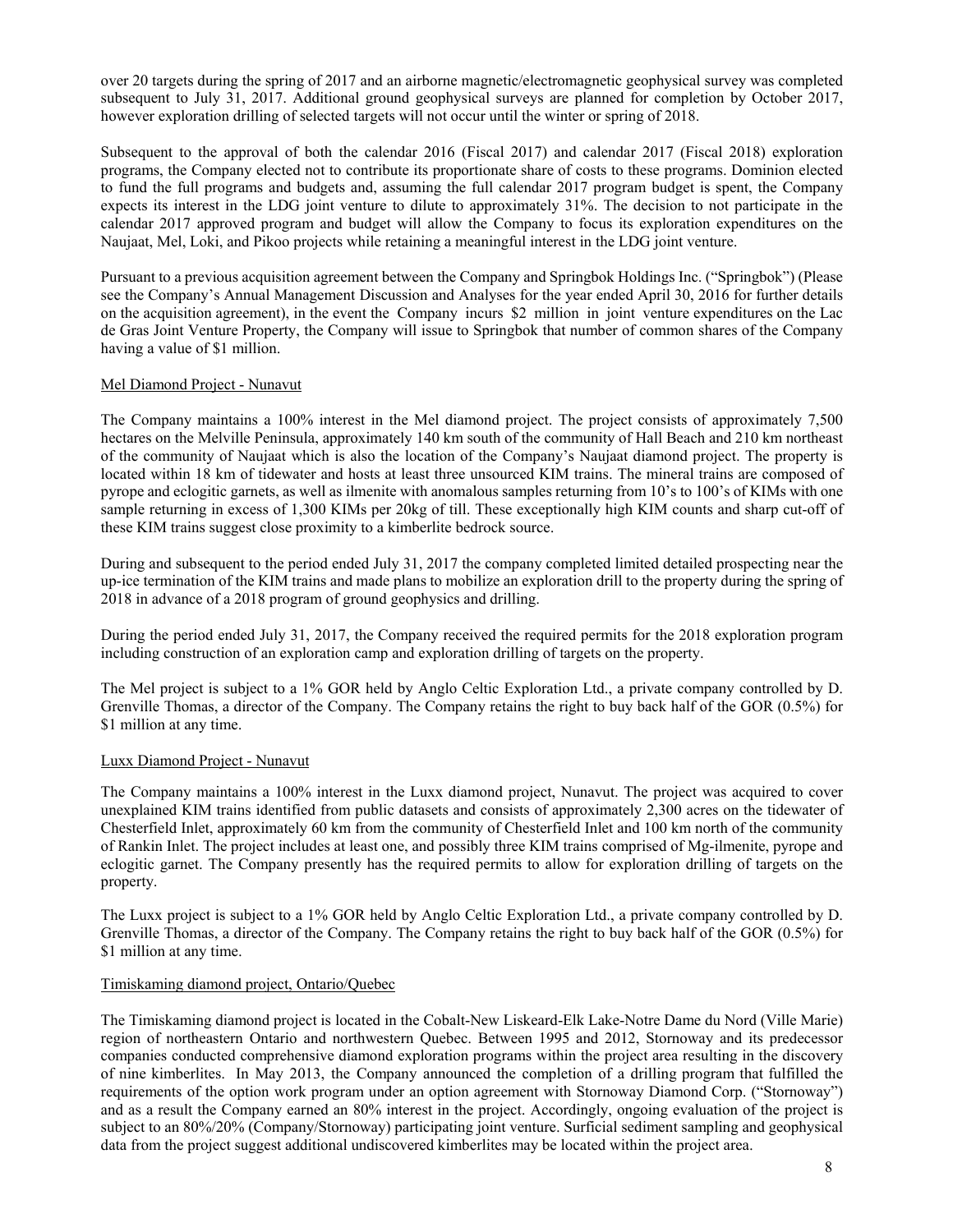over 20 targets during the spring of 2017 and an airborne magnetic/electromagnetic geophysical survey was completed subsequent to July 31, 2017. Additional ground geophysical surveys are planned for completion by October 2017, however exploration drilling of selected targets will not occur until the winter or spring of 2018.

Subsequent to the approval of both the calendar 2016 (Fiscal 2017) and calendar 2017 (Fiscal 2018) exploration programs, the Company elected not to contribute its proportionate share of costs to these programs. Dominion elected to fund the full programs and budgets and, assuming the full calendar 2017 program budget is spent, the Company expects its interest in the LDG joint venture to dilute to approximately 31%. The decision to not participate in the calendar 2017 approved program and budget will allow the Company to focus its exploration expenditures on the Naujaat, Mel, Loki, and Pikoo projects while retaining a meaningful interest in the LDG joint venture.

Pursuant to a previous acquisition agreement between the Company and Springbok Holdings Inc. ("Springbok") (Please see the Company's Annual Management Discussion and Analyses for the year ended April 30, 2016 for further details on the acquisition agreement), in the event the Company incurs $2 million in joint venture expenditures on the Lac de Gras Joint Venture Property, the Company will issue to Springbok that number of common shares of the Company having a value of $1 million.

### Mel Diamond Project - Nunavut

The Company maintains a 100% interest in the Mel diamond project. The project consists of approximately 7,500 hectares on the Melville Peninsula, approximately 140 km south of the community of Hall Beach and 210 km northeast of the community of Naujaat which is also the location of the Company's Naujaat diamond project. The property is located within 18 km of tidewater and hosts at least three unsourced KIM trains. The mineral trains are composed of pyrope and eclogitic garnets, as well as ilmenite with anomalous samples returning from 10's to 100's of KIMs with one sample returning in excess of 1,300 KIMs per 20kg of till. These exceptionally high KIM counts and sharp cut-off of these KIM trains suggest close proximity to a kimberlite bedrock source.

During and subsequent to the period ended July 31, 2017 the company completed limited detailed prospecting near the up-ice termination of the KIM trains and made plans to mobilize an exploration drill to the property during the spring of 2018 in advance of a 2018 program of ground geophysics and drilling.

During the period ended July 31, 2017, the Company received the required permits for the 2018 exploration program including construction of an exploration camp and exploration drilling of targets on the property.

The Mel project is subject to a 1% GOR held by Anglo Celtic Exploration Ltd., a private company controlled by D. Grenville Thomas, a director of the Company. The Company retains the right to buy back half of the GOR (0.5%) for $1 million at any time.

### Luxx Diamond Project - Nunavut

The Company maintains a 100% interest in the Luxx diamond project, Nunavut. The project was acquired to cover unexplained KIM trains identified from public datasets and consists of approximately 2,300 acres on the tidewater of Chesterfield Inlet, approximately 60 km from the community of Chesterfield Inlet and 100 km north of the community of Rankin Inlet. The project includes at least one, and possibly three KIM trains comprised of Mg-ilmenite, pyrope and eclogitic garnet. The Company presently has the required permits to allow for exploration drilling of targets on the property.

The Luxx project is subject to a 1% GOR held by Anglo Celtic Exploration Ltd., a private company controlled by D. Grenville Thomas, a director of the Company. The Company retains the right to buy back half of the GOR (0.5%) for $1 million at any time.

### Timiskaming diamond project, Ontario/Quebec

The Timiskaming diamond project is located in the Cobalt-New Liskeard-Elk Lake-Notre Dame du Nord (Ville Marie) region of northeastern Ontario and northwestern Quebec. Between 1995 and 2012, Stornoway and its predecessor companies conducted comprehensive diamond exploration programs within the project area resulting in the discovery of nine kimberlites. In May 2013, the Company announced the completion of a drilling program that fulfilled the requirements of the option work program under an option agreement with Stornoway Diamond Corp. ("Stornoway") and as a result the Company earned an 80% interest in the project. Accordingly, ongoing evaluation of the project is subject to an 80%/20% (Company/Stornoway) participating joint venture. Surficial sediment sampling and geophysical data from the project suggest additional undiscovered kimberlites may be located within the project area.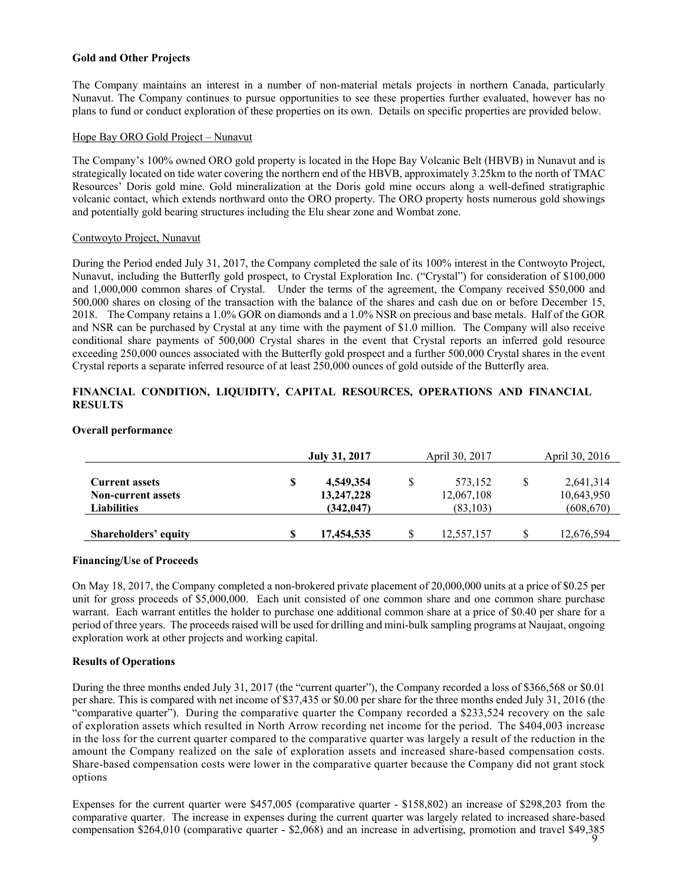**Gold and Other Projects**

The Company maintains an interest in a number of non-material metals projects in northern Canada, particularly Nunavut. The Company continues to pursue opportunities to see these properties further evaluated, however has no plans to fund or conduct exploration of these properties on its own. Details on specific properties are provided below.

Hope Bay ORO Gold Project – Nunavut

The Company's 100% owned ORO gold property is located in the Hope Bay Volcanic Belt (HBVB) in Nunavut and is strategically located on tide water covering the northern end of the HBVB, approximately 3.25km to the north of TMAC Resources' Doris gold mine. Gold mineralization at the Doris gold mine occurs along a well-defined stratigraphic volcanic contact, which extends northward onto the ORO property. The ORO property hosts numerous gold showings and potentially gold bearing structures including the Elu shear zone and Wombat zone.

Contwoyto Project, Nunavut

During the Period ended July 31, 2017, the Company completed the sale of its 100% interest in the Contwoyto Project, Nunavut, including the Butterfly gold prospect, to Crystal Exploration Inc. ("Crystal") for consideration of $100,000 and 1,000,000 common shares of Crystal. Under the terms of the agreement, the Company received $50,000 and 500,000 shares on closing of the transaction with the balance of the shares and cash due on or before December 15, 2018. The Company retains a 1.0% GOR on diamonds and a 1.0% NSR on precious and base metals. Half of the GOR and NSR can be purchased by Crystal at any time with the payment of $1.0 million. The Company will also receive conditional share payments of 500,000 Crystal shares in the event that Crystal reports an inferred gold resource exceeding 250,000 ounces associated with the Butterfly gold prospect and a further 500,000 Crystal shares in the event Crystal reports a separate inferred resource of at least 250,000 ounces of gold outside of the Butterfly area.

## FINANCIAL CONDITION, LIQUIDITY, CAPITAL RESOURCES, OPERATIONS AND FINANCIAL RESULTS

**Overall performance**

| | **July 31, 2017** | April 30, 2017 | April 30, 2016 |
|---|---|---|---|
| **Current assets** | **$ 4,549,354** | $ 573,152 | $ 2,641,314 |
| **Non-current assets** | **13,247,228** | 12,067,108 | 10,643,950 |
| **Liabilities** | **(342,047)** | (83,103) | (608,670) |
| **Shareholders' equity** | **$ 17,454,535** | $ 12,557,157 | $ 12,676,594 |

**Financing/Use of Proceeds**

On May 18, 2017, the Company completed a non-brokered private placement of 20,000,000 units at a price of $0.25 per unit for gross proceeds of $5,000,000. Each unit consisted of one common share and one common share purchase warrant. Each warrant entitles the holder to purchase one additional common share at a price of $0.40 per share for a period of three years. The proceeds raised will be used for drilling and mini-bulk sampling programs at Naujaat, ongoing exploration work at other projects and working capital.

**Results of Operations**

During the three months ended July 31, 2017 (the "current quarter"), the Company recorded a loss of $366,568 or $0.01 per share. This is compared with net income of $37,435 or $0.00 per share for the three months ended July 31, 2016 (the "comparative quarter"). During the comparative quarter the Company recorded a $233,524 recovery on the sale of exploration assets which resulted in North Arrow recording net income for the period. The $404,003 increase in the loss for the current quarter compared to the comparative quarter was largely a result of the reduction in the amount the Company realized on the sale of exploration assets and increased share-based compensation costs. Share-based compensation costs were lower in the comparative quarter because the Company did not grant stock options

Expenses for the current quarter were $457,005 (comparative quarter - $158,802) an increase of $298,203 from the comparative quarter. The increase in expenses during the current quarter was largely related to increased share-based compensation $264,010 (comparative quarter - $2,068) and an increase in advertising, promotion and travel $49,385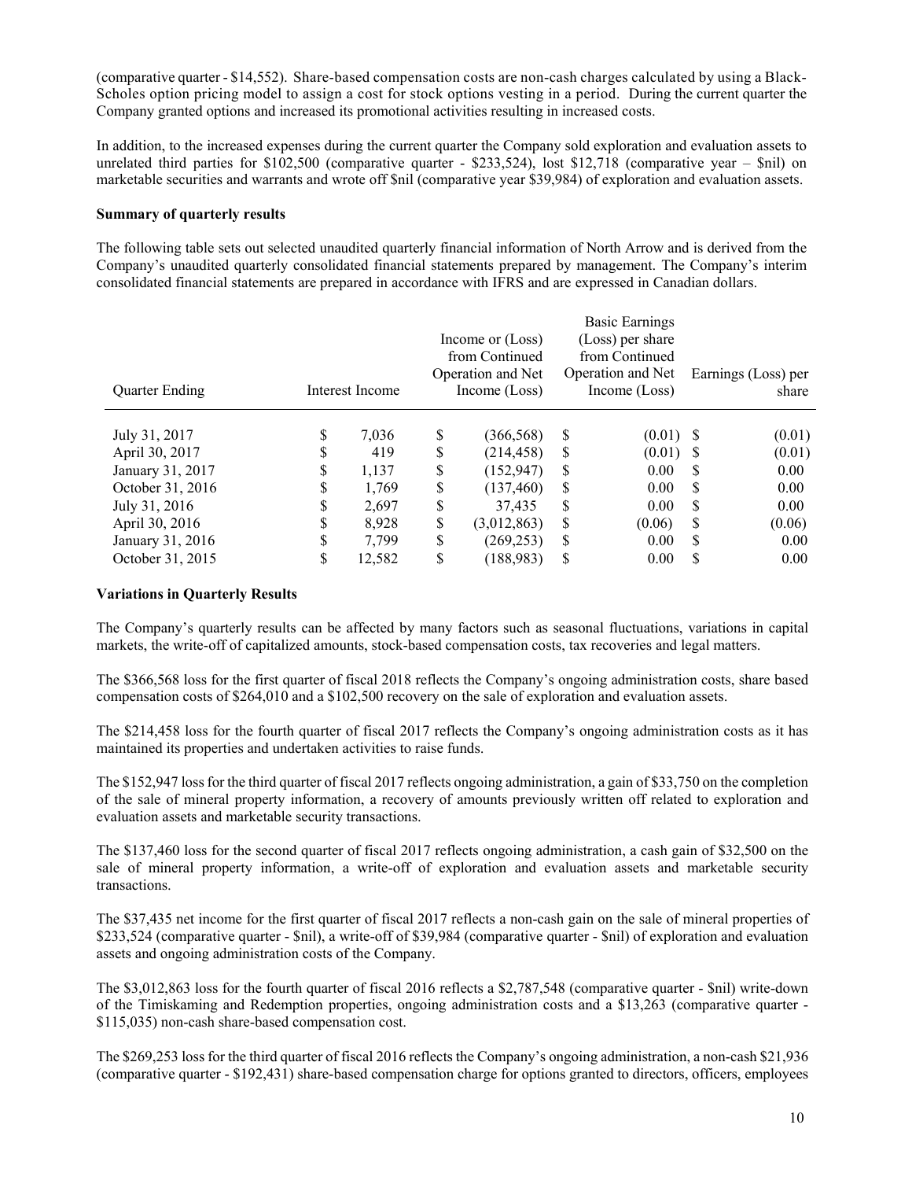(comparative quarter - \$14,552). Share-based compensation costs are non-cash charges calculated by using a Black-Scholes option pricing model to assign a cost for stock options vesting in a period. During the current quarter the Company granted options and increased its promotional activities resulting in increased costs.

In addition, to the increased expenses during the current quarter the Company sold exploration and evaluation assets to unrelated third parties for \$102,500 (comparative quarter - \$233,524), lost \$12,718 (comparative year – \$nil) on marketable securities and warrants and wrote off \$nil (comparative year \$39,984) of exploration and evaluation assets.

**Summary of quarterly results**

The following table sets out selected unaudited quarterly financial information of North Arrow and is derived from the Company's unaudited quarterly consolidated financial statements prepared by management. The Company's interim consolidated financial statements are prepared in accordance with IFRS and are expressed in Canadian dollars.

| Quarter Ending | Interest Income | Income or (Loss) from Continued Operation and Net Income (Loss) | Basic Earnings (Loss) per share from Continued Operation and Net Income (Loss) | Earnings (Loss) per share |
|---|---|---|---|---|
| July 31, 2017 | \$ 7,036 | \$ (366,568) | \$ (0.01) | \$ (0.01) |
| April 30, 2017 | \$ 419 | \$ (214,458) | \$ (0.01) | \$ (0.01) |
| January 31, 2017 | \$ 1,137 | \$ (152,947) | \$ 0.00 | \$ 0.00 |
| October 31, 2016 | \$ 1,769 | \$ (137,460) | \$ 0.00 | \$ 0.00 |
| July 31, 2016 | \$ 2,697 | \$ 37,435 | \$ 0.00 | \$ 0.00 |
| April 30, 2016 | \$ 8,928 | \$ (3,012,863) | \$ (0.06) | \$ (0.06) |
| January 31, 2016 | \$ 7,799 | \$ (269,253) | \$ 0.00 | \$ 0.00 |
| October 31, 2015 | \$ 12,582 | \$ (188,983) | \$ 0.00 | \$ 0.00 |

**Variations in Quarterly Results**

The Company's quarterly results can be affected by many factors such as seasonal fluctuations, variations in capital markets, the write-off of capitalized amounts, stock-based compensation costs, tax recoveries and legal matters.

The \$366,568 loss for the first quarter of fiscal 2018 reflects the Company's ongoing administration costs, share based compensation costs of \$264,010 and a \$102,500 recovery on the sale of exploration and evaluation assets.

The \$214,458 loss for the fourth quarter of fiscal 2017 reflects the Company's ongoing administration costs as it has maintained its properties and undertaken activities to raise funds.

The \$152,947 loss for the third quarter of fiscal 2017 reflects ongoing administration, a gain of \$33,750 on the completion of the sale of mineral property information, a recovery of amounts previously written off related to exploration and evaluation assets and marketable security transactions.

The \$137,460 loss for the second quarter of fiscal 2017 reflects ongoing administration, a cash gain of \$32,500 on the sale of mineral property information, a write-off of exploration and evaluation assets and marketable security transactions.

The \$37,435 net income for the first quarter of fiscal 2017 reflects a non-cash gain on the sale of mineral properties of \$233,524 (comparative quarter - \$nil), a write-off of \$39,984 (comparative quarter - \$nil) of exploration and evaluation assets and ongoing administration costs of the Company.

The \$3,012,863 loss for the fourth quarter of fiscal 2016 reflects a \$2,787,548 (comparative quarter - \$nil) write-down of the Timiskaming and Redemption properties, ongoing administration costs and a \$13,263 (comparative quarter - \$115,035) non-cash share-based compensation cost.

The \$269,253 loss for the third quarter of fiscal 2016 reflects the Company's ongoing administration, a non-cash \$21,936 (comparative quarter - \$192,431) share-based compensation charge for options granted to directors, officers, employees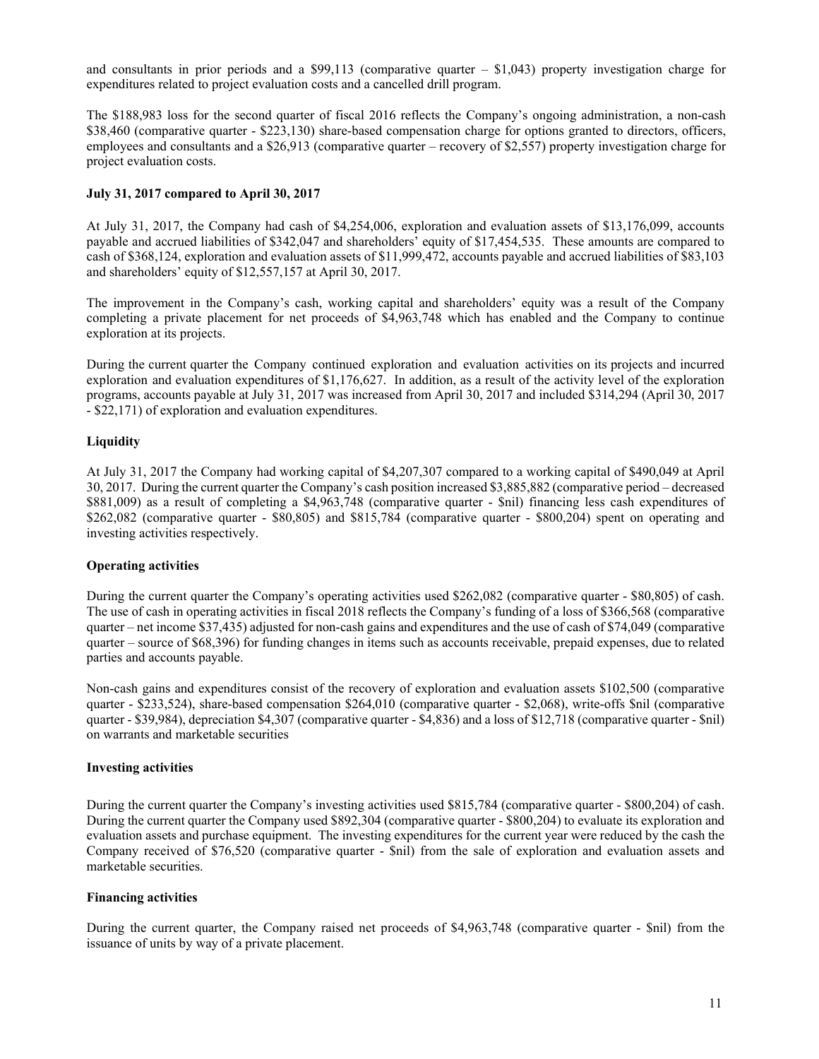and consultants in prior periods and a $99,113 (comparative quarter – $1,043) property investigation charge for expenditures related to project evaluation costs and a cancelled drill program.

The $188,983 loss for the second quarter of fiscal 2016 reflects the Company's ongoing administration, a non-cash $38,460 (comparative quarter - $223,130) share-based compensation charge for options granted to directors, officers, employees and consultants and a $26,913 (comparative quarter – recovery of $2,557) property investigation charge for project evaluation costs.

**July 31, 2017 compared to April 30, 2017**

At July 31, 2017, the Company had cash of $4,254,006, exploration and evaluation assets of $13,176,099, accounts payable and accrued liabilities of $342,047 and shareholders' equity of $17,454,535. These amounts are compared to cash of $368,124, exploration and evaluation assets of $11,999,472, accounts payable and accrued liabilities of $83,103 and shareholders' equity of $12,557,157 at April 30, 2017.

The improvement in the Company's cash, working capital and shareholders' equity was a result of the Company completing a private placement for net proceeds of $4,963,748 which has enabled and the Company to continue exploration at its projects.

During the current quarter the Company continued exploration and evaluation activities on its projects and incurred exploration and evaluation expenditures of $1,176,627. In addition, as a result of the activity level of the exploration programs, accounts payable at July 31, 2017 was increased from April 30, 2017 and included $314,294 (April 30, 2017 - $22,171) of exploration and evaluation expenditures.

**Liquidity**

At July 31, 2017 the Company had working capital of $4,207,307 compared to a working capital of $490,049 at April 30, 2017. During the current quarter the Company's cash position increased $3,885,882 (comparative period – decreased $881,009) as a result of completing a $4,963,748 (comparative quarter - $nil) financing less cash expenditures of $262,082 (comparative quarter - $80,805) and $815,784 (comparative quarter - $800,204) spent on operating and investing activities respectively.

**Operating activities**

During the current quarter the Company's operating activities used $262,082 (comparative quarter - $80,805) of cash. The use of cash in operating activities in fiscal 2018 reflects the Company's funding of a loss of $366,568 (comparative quarter – net income $37,435) adjusted for non-cash gains and expenditures and the use of cash of $74,049 (comparative quarter – source of $68,396) for funding changes in items such as accounts receivable, prepaid expenses, due to related parties and accounts payable.

Non-cash gains and expenditures consist of the recovery of exploration and evaluation assets $102,500 (comparative quarter - $233,524), share-based compensation $264,010 (comparative quarter - $2,068), write-offs $nil (comparative quarter - $39,984), depreciation $4,307 (comparative quarter - $4,836) and a loss of $12,718 (comparative quarter - $nil) on warrants and marketable securities

**Investing activities**

During the current quarter the Company's investing activities used $815,784 (comparative quarter - $800,204) of cash. During the current quarter the Company used $892,304 (comparative quarter - $800,204) to evaluate its exploration and evaluation assets and purchase equipment. The investing expenditures for the current year were reduced by the cash the Company received of $76,520 (comparative quarter - $nil) from the sale of exploration and evaluation assets and marketable securities.

**Financing activities**

During the current quarter, the Company raised net proceeds of $4,963,748 (comparative quarter - $nil) from the issuance of units by way of a private placement.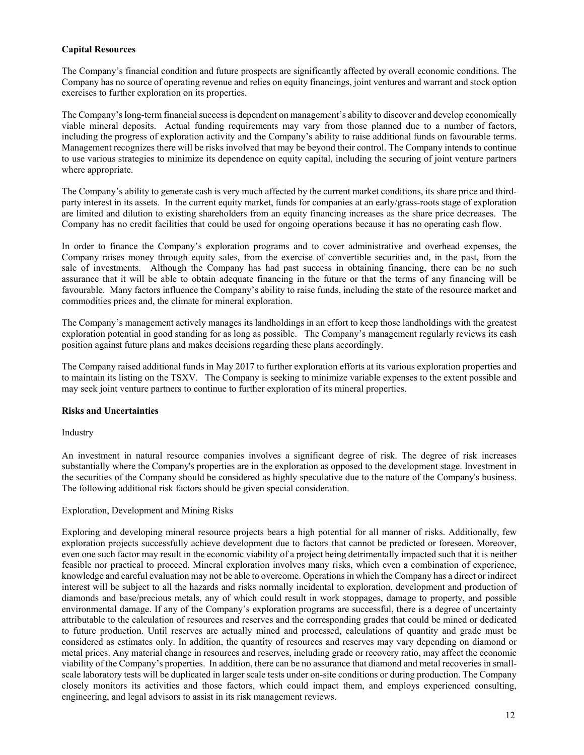## Capital Resources

The Company's financial condition and future prospects are significantly affected by overall economic conditions. The Company has no source of operating revenue and relies on equity financings, joint ventures and warrant and stock option exercises to further exploration on its properties.

The Company's long-term financial success is dependent on management's ability to discover and develop economically viable mineral deposits. Actual funding requirements may vary from those planned due to a number of factors, including the progress of exploration activity and the Company's ability to raise additional funds on favourable terms. Management recognizes there will be risks involved that may be beyond their control. The Company intends to continue to use various strategies to minimize its dependence on equity capital, including the securing of joint venture partners where appropriate.

The Company's ability to generate cash is very much affected by the current market conditions, its share price and third-party interest in its assets. In the current equity market, funds for companies at an early/grass-roots stage of exploration are limited and dilution to existing shareholders from an equity financing increases as the share price decreases. The Company has no credit facilities that could be used for ongoing operations because it has no operating cash flow.

In order to finance the Company's exploration programs and to cover administrative and overhead expenses, the Company raises money through equity sales, from the exercise of convertible securities and, in the past, from the sale of investments. Although the Company has had past success in obtaining financing, there can be no such assurance that it will be able to obtain adequate financing in the future or that the terms of any financing will be favourable. Many factors influence the Company's ability to raise funds, including the state of the resource market and commodities prices and, the climate for mineral exploration.

The Company's management actively manages its landholdings in an effort to keep those landholdings with the greatest exploration potential in good standing for as long as possible. The Company's management regularly reviews its cash position against future plans and makes decisions regarding these plans accordingly.

The Company raised additional funds in May 2017 to further exploration efforts at its various exploration properties and to maintain its listing on the TSXV. The Company is seeking to minimize variable expenses to the extent possible and may seek joint venture partners to continue to further exploration of its mineral properties.

## Risks and Uncertainties

Industry

An investment in natural resource companies involves a significant degree of risk. The degree of risk increases substantially where the Company's properties are in the exploration as opposed to the development stage. Investment in the securities of the Company should be considered as highly speculative due to the nature of the Company's business. The following additional risk factors should be given special consideration.

Exploration, Development and Mining Risks

Exploring and developing mineral resource projects bears a high potential for all manner of risks. Additionally, few exploration projects successfully achieve development due to factors that cannot be predicted or foreseen. Moreover, even one such factor may result in the economic viability of a project being detrimentally impacted such that it is neither feasible nor practical to proceed. Mineral exploration involves many risks, which even a combination of experience, knowledge and careful evaluation may not be able to overcome. Operations in which the Company has a direct or indirect interest will be subject to all the hazards and risks normally incidental to exploration, development and production of diamonds and base/precious metals, any of which could result in work stoppages, damage to property, and possible environmental damage. If any of the Company's exploration programs are successful, there is a degree of uncertainty attributable to the calculation of resources and reserves and the corresponding grades that could be mined or dedicated to future production. Until reserves are actually mined and processed, calculations of quantity and grade must be considered as estimates only. In addition, the quantity of resources and reserves may vary depending on diamond or metal prices. Any material change in resources and reserves, including grade or recovery ratio, may affect the economic viability of the Company's properties. In addition, there can be no assurance that diamond and metal recoveries in small-scale laboratory tests will be duplicated in larger scale tests under on-site conditions or during production. The Company closely monitors its activities and those factors, which could impact them, and employs experienced consulting, engineering, and legal advisors to assist in its risk management reviews.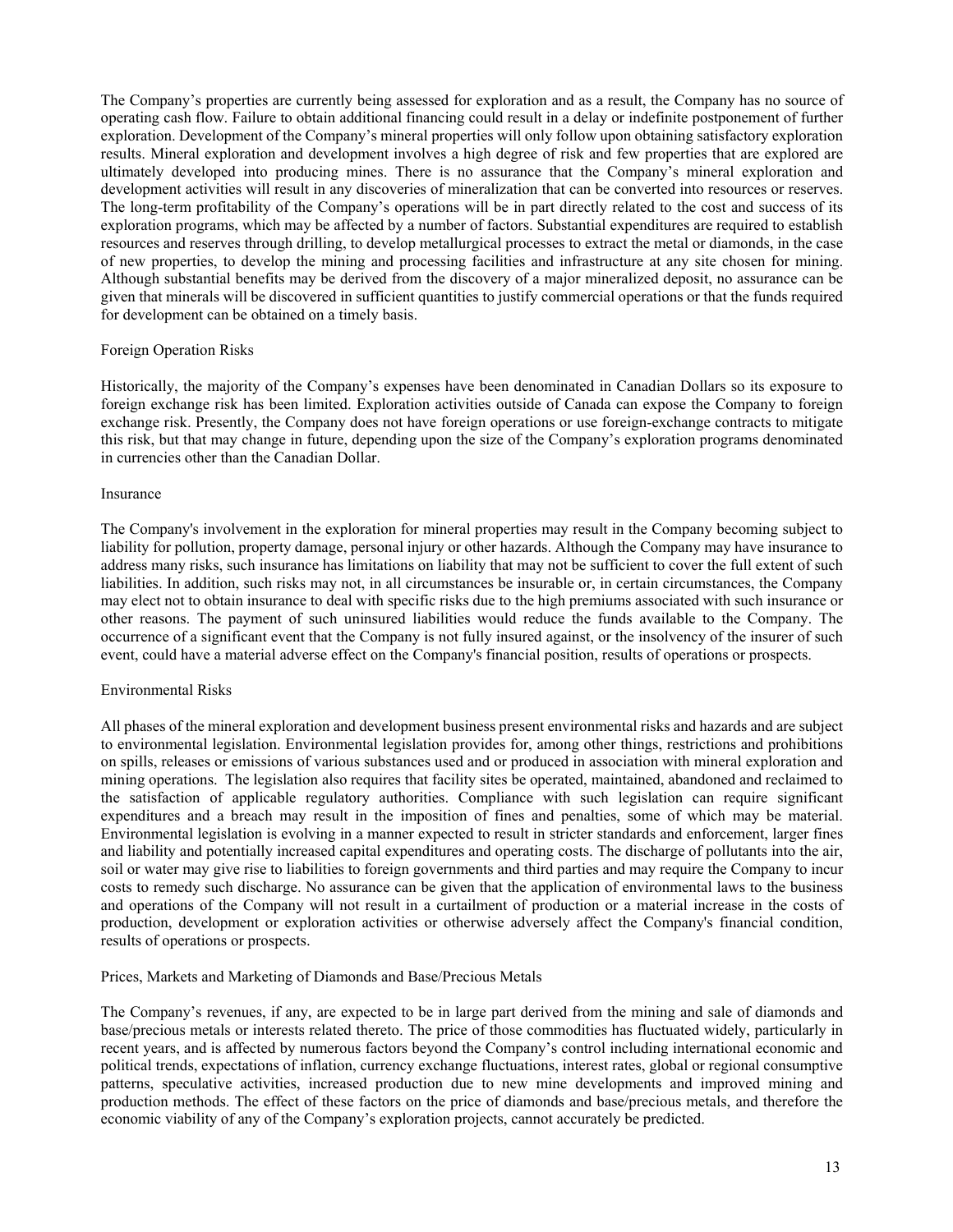The Company's properties are currently being assessed for exploration and as a result, the Company has no source of operating cash flow. Failure to obtain additional financing could result in a delay or indefinite postponement of further exploration. Development of the Company's mineral properties will only follow upon obtaining satisfactory exploration results. Mineral exploration and development involves a high degree of risk and few properties that are explored are ultimately developed into producing mines. There is no assurance that the Company's mineral exploration and development activities will result in any discoveries of mineralization that can be converted into resources or reserves. The long-term profitability of the Company's operations will be in part directly related to the cost and success of its exploration programs, which may be affected by a number of factors. Substantial expenditures are required to establish resources and reserves through drilling, to develop metallurgical processes to extract the metal or diamonds, in the case of new properties, to develop the mining and processing facilities and infrastructure at any site chosen for mining. Although substantial benefits may be derived from the discovery of a major mineralized deposit, no assurance can be given that minerals will be discovered in sufficient quantities to justify commercial operations or that the funds required for development can be obtained on a timely basis.

### Foreign Operation Risks

Historically, the majority of the Company's expenses have been denominated in Canadian Dollars so its exposure to foreign exchange risk has been limited. Exploration activities outside of Canada can expose the Company to foreign exchange risk. Presently, the Company does not have foreign operations or use foreign-exchange contracts to mitigate this risk, but that may change in future, depending upon the size of the Company's exploration programs denominated in currencies other than the Canadian Dollar.

### Insurance

The Company's involvement in the exploration for mineral properties may result in the Company becoming subject to liability for pollution, property damage, personal injury or other hazards. Although the Company may have insurance to address many risks, such insurance has limitations on liability that may not be sufficient to cover the full extent of such liabilities. In addition, such risks may not, in all circumstances be insurable or, in certain circumstances, the Company may elect not to obtain insurance to deal with specific risks due to the high premiums associated with such insurance or other reasons. The payment of such uninsured liabilities would reduce the funds available to the Company. The occurrence of a significant event that the Company is not fully insured against, or the insolvency of the insurer of such event, could have a material adverse effect on the Company's financial position, results of operations or prospects.

### Environmental Risks

All phases of the mineral exploration and development business present environmental risks and hazards and are subject to environmental legislation. Environmental legislation provides for, among other things, restrictions and prohibitions on spills, releases or emissions of various substances used and or produced in association with mineral exploration and mining operations. The legislation also requires that facility sites be operated, maintained, abandoned and reclaimed to the satisfaction of applicable regulatory authorities. Compliance with such legislation can require significant expenditures and a breach may result in the imposition of fines and penalties, some of which may be material. Environmental legislation is evolving in a manner expected to result in stricter standards and enforcement, larger fines and liability and potentially increased capital expenditures and operating costs. The discharge of pollutants into the air, soil or water may give rise to liabilities to foreign governments and third parties and may require the Company to incur costs to remedy such discharge. No assurance can be given that the application of environmental laws to the business and operations of the Company will not result in a curtailment of production or a material increase in the costs of production, development or exploration activities or otherwise adversely affect the Company's financial condition, results of operations or prospects.

### Prices, Markets and Marketing of Diamonds and Base/Precious Metals

The Company's revenues, if any, are expected to be in large part derived from the mining and sale of diamonds and base/precious metals or interests related thereto. The price of those commodities has fluctuated widely, particularly in recent years, and is affected by numerous factors beyond the Company's control including international economic and political trends, expectations of inflation, currency exchange fluctuations, interest rates, global or regional consumptive patterns, speculative activities, increased production due to new mine developments and improved mining and production methods. The effect of these factors on the price of diamonds and base/precious metals, and therefore the economic viability of any of the Company's exploration projects, cannot accurately be predicted.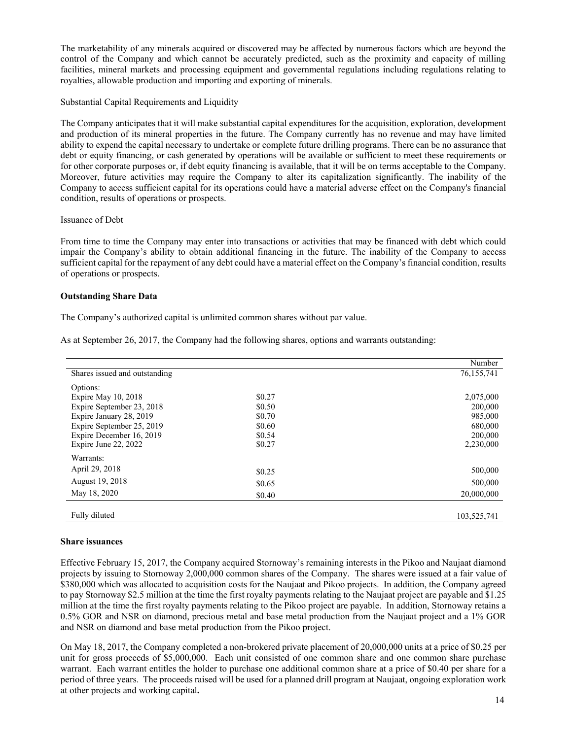The marketability of any minerals acquired or discovered may be affected by numerous factors which are beyond the control of the Company and which cannot be accurately predicted, such as the proximity and capacity of milling facilities, mineral markets and processing equipment and governmental regulations including regulations relating to royalties, allowable production and importing and exporting of minerals.

Substantial Capital Requirements and Liquidity

The Company anticipates that it will make substantial capital expenditures for the acquisition, exploration, development and production of its mineral properties in the future. The Company currently has no revenue and may have limited ability to expend the capital necessary to undertake or complete future drilling programs. There can be no assurance that debt or equity financing, or cash generated by operations will be available or sufficient to meet these requirements or for other corporate purposes or, if debt equity financing is available, that it will be on terms acceptable to the Company. Moreover, future activities may require the Company to alter its capitalization significantly. The inability of the Company to access sufficient capital for its operations could have a material adverse effect on the Company's financial condition, results of operations or prospects.

Issuance of Debt

From time to time the Company may enter into transactions or activities that may be financed with debt which could impair the Company's ability to obtain additional financing in the future. The inability of the Company to access sufficient capital for the repayment of any debt could have a material effect on the Company's financial condition, results of operations or prospects.

**Outstanding Share Data**

The Company's authorized capital is unlimited common shares without par value.

As at September 26, 2017, the Company had the following shares, options and warrants outstanding:

| | | Number |
|---|---|---|
| Shares issued and outstanding | | 76,155,741 |
| Options: | | |
| Expire May 10, 2018 | $0.27 | 2,075,000 |
| Expire September 23, 2018 | $0.50 | 200,000 |
| Expire January 28, 2019 | $0.70 | 985,000 |
| Expire September 25, 2019 | $0.60 | 680,000 |
| Expire December 16, 2019 | $0.54 | 200,000 |
| Expire June 22, 2022 | $0.27 | 2,230,000 |
| Warrants: | | |
| April 29, 2018 | $0.25 | 500,000 |
| August 19, 2018 | $0.65 | 500,000 |
| May 18, 2020 | $0.40 | 20,000,000 |
| Fully diluted | | 103,525,741 |

**Share issuances**

Effective February 15, 2017, the Company acquired Stornoway's remaining interests in the Pikoo and Naujaat diamond projects by issuing to Stornoway 2,000,000 common shares of the Company. The shares were issued at a fair value of $380,000 which was allocated to acquisition costs for the Naujaat and Pikoo projects. In addition, the Company agreed to pay Stornoway $2.5 million at the time the first royalty payments relating to the Naujaat project are payable and $1.25 million at the time the first royalty payments relating to the Pikoo project are payable. In addition, Stornoway retains a 0.5% GOR and NSR on diamond, precious metal and base metal production from the Naujaat project and a 1% GOR and NSR on diamond and base metal production from the Pikoo project.

On May 18, 2017, the Company completed a non-brokered private placement of 20,000,000 units at a price of $0.25 per unit for gross proceeds of $5,000,000. Each unit consisted of one common share and one common share purchase warrant. Each warrant entitles the holder to purchase one additional common share at a price of $0.40 per share for a period of three years. The proceeds raised will be used for a planned drill program at Naujaat, ongoing exploration work at other projects and working capital.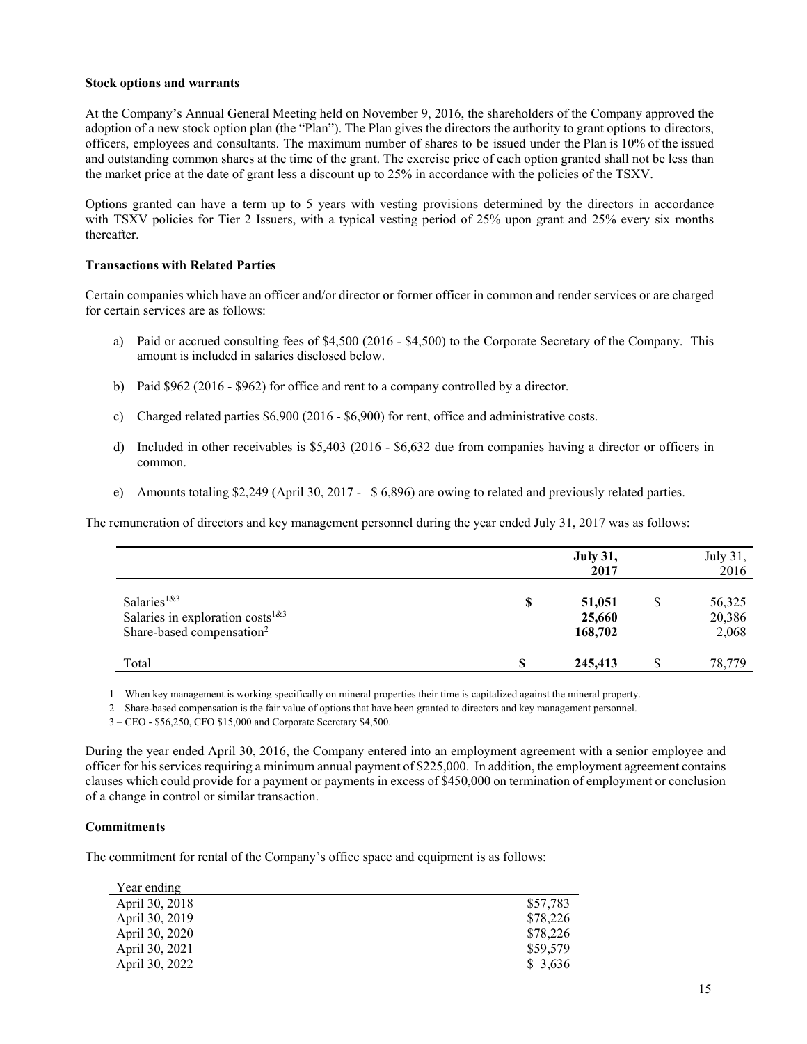**Stock options and warrants**

At the Company's Annual General Meeting held on November 9, 2016, the shareholders of the Company approved the adoption of a new stock option plan (the "Plan"). The Plan gives the directors the authority to grant options to directors, officers, employees and consultants. The maximum number of shares to be issued under the Plan is 10% of the issued and outstanding common shares at the time of the grant. The exercise price of each option granted shall not be less than the market price at the date of grant less a discount up to 25% in accordance with the policies of the TSXV.

Options granted can have a term up to 5 years with vesting provisions determined by the directors in accordance with TSXV policies for Tier 2 Issuers, with a typical vesting period of 25% upon grant and 25% every six months thereafter.

**Transactions with Related Parties**

Certain companies which have an officer and/or director or former officer in common and render services or are charged for certain services are as follows:

a) Paid or accrued consulting fees of $4,500 (2016 - $4,500) to the Corporate Secretary of the Company. This amount is included in salaries disclosed below.

b) Paid $962 (2016 - $962) for office and rent to a company controlled by a director.

c) Charged related parties $6,900 (2016 - $6,900) for rent, office and administrative costs.

d) Included in other receivables is $5,403 (2016 - $6,632 due from companies having a director or officers in common.

e) Amounts totaling $2,249 (April 30, 2017 - $ 6,896) are owing to related and previously related parties.

The remuneration of directors and key management personnel during the year ended July 31, 2017 was as follows:

| | | **July 31, 2017** | | July 31, 2016 |
|---|---|---|---|---|
| Salaries[1&3] | **$** | **51,051** | $ | 56,325 |
| Salaries in exploration costs[1&3] | | **25,660** | | 20,386 |
| Share-based compensation[2] | | **168,702** | | 2,068 |
| Total | **$** | **245,413** | $ | 78,779 |

1 – When key management is working specifically on mineral properties their time is capitalized against the mineral property.

2 – Share-based compensation is the fair value of options that have been granted to directors and key management personnel.

3 – CEO - $56,250, CFO $15,000 and Corporate Secretary $4,500.

During the year ended April 30, 2016, the Company entered into an employment agreement with a senior employee and officer for his services requiring a minimum annual payment of $225,000. In addition, the employment agreement contains clauses which could provide for a payment or payments in excess of $450,000 on termination of employment or conclusion of a change in control or similar transaction.

**Commitments**

The commitment for rental of the Company's office space and equipment is as follows:

| Year ending | |
|---|---|
| April 30, 2018 | $57,783 |
| April 30, 2019 | $78,226 |
| April 30, 2020 | $78,226 |
| April 30, 2021 | $59,579 |
| April 30, 2022 | $ 3,636 |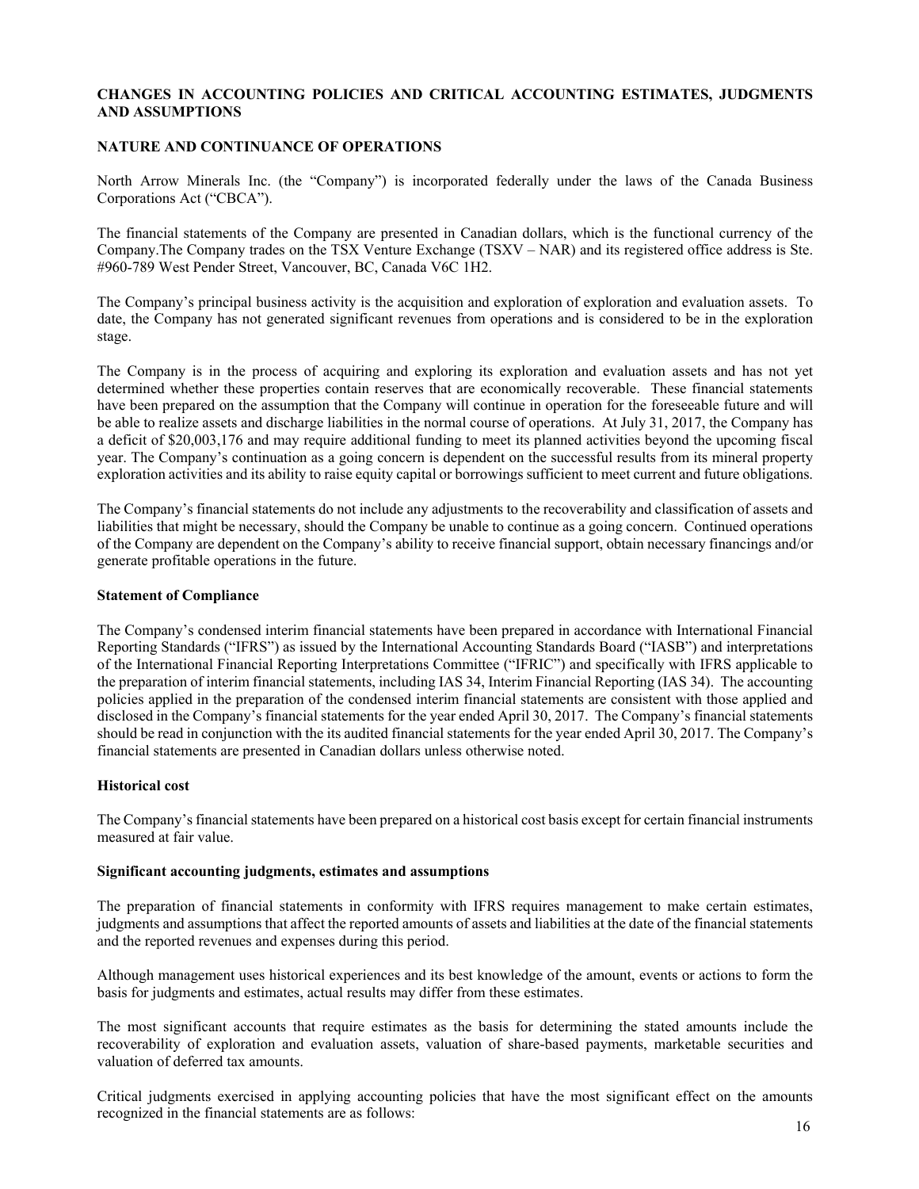## CHANGES IN ACCOUNTING POLICIES AND CRITICAL ACCOUNTING ESTIMATES, JUDGMENTS AND ASSUMPTIONS

## NATURE AND CONTINUANCE OF OPERATIONS

North Arrow Minerals Inc. (the "Company") is incorporated federally under the laws of the Canada Business Corporations Act ("CBCA").

The financial statements of the Company are presented in Canadian dollars, which is the functional currency of the Company.The Company trades on the TSX Venture Exchange (TSXV – NAR) and its registered office address is Ste. #960-789 West Pender Street, Vancouver, BC, Canada V6C 1H2.

The Company's principal business activity is the acquisition and exploration of exploration and evaluation assets. To date, the Company has not generated significant revenues from operations and is considered to be in the exploration stage.

The Company is in the process of acquiring and exploring its exploration and evaluation assets and has not yet determined whether these properties contain reserves that are economically recoverable. These financial statements have been prepared on the assumption that the Company will continue in operation for the foreseeable future and will be able to realize assets and discharge liabilities in the normal course of operations. At July 31, 2017, the Company has a deficit of $20,003,176 and may require additional funding to meet its planned activities beyond the upcoming fiscal year. The Company's continuation as a going concern is dependent on the successful results from its mineral property exploration activities and its ability to raise equity capital or borrowings sufficient to meet current and future obligations.

The Company's financial statements do not include any adjustments to the recoverability and classification of assets and liabilities that might be necessary, should the Company be unable to continue as a going concern. Continued operations of the Company are dependent on the Company's ability to receive financial support, obtain necessary financings and/or generate profitable operations in the future.

### Statement of Compliance

The Company's condensed interim financial statements have been prepared in accordance with International Financial Reporting Standards ("IFRS") as issued by the International Accounting Standards Board ("IASB") and interpretations of the International Financial Reporting Interpretations Committee ("IFRIC") and specifically with IFRS applicable to the preparation of interim financial statements, including IAS 34, Interim Financial Reporting (IAS 34). The accounting policies applied in the preparation of the condensed interim financial statements are consistent with those applied and disclosed in the Company's financial statements for the year ended April 30, 2017. The Company's financial statements should be read in conjunction with the its audited financial statements for the year ended April 30, 2017. The Company's financial statements are presented in Canadian dollars unless otherwise noted.

### Historical cost

The Company's financial statements have been prepared on a historical cost basis except for certain financial instruments measured at fair value.

### Significant accounting judgments, estimates and assumptions

The preparation of financial statements in conformity with IFRS requires management to make certain estimates, judgments and assumptions that affect the reported amounts of assets and liabilities at the date of the financial statements and the reported revenues and expenses during this period.

Although management uses historical experiences and its best knowledge of the amount, events or actions to form the basis for judgments and estimates, actual results may differ from these estimates.

The most significant accounts that require estimates as the basis for determining the stated amounts include the recoverability of exploration and evaluation assets, valuation of share-based payments, marketable securities and valuation of deferred tax amounts.

Critical judgments exercised in applying accounting policies that have the most significant effect on the amounts recognized in the financial statements are as follows: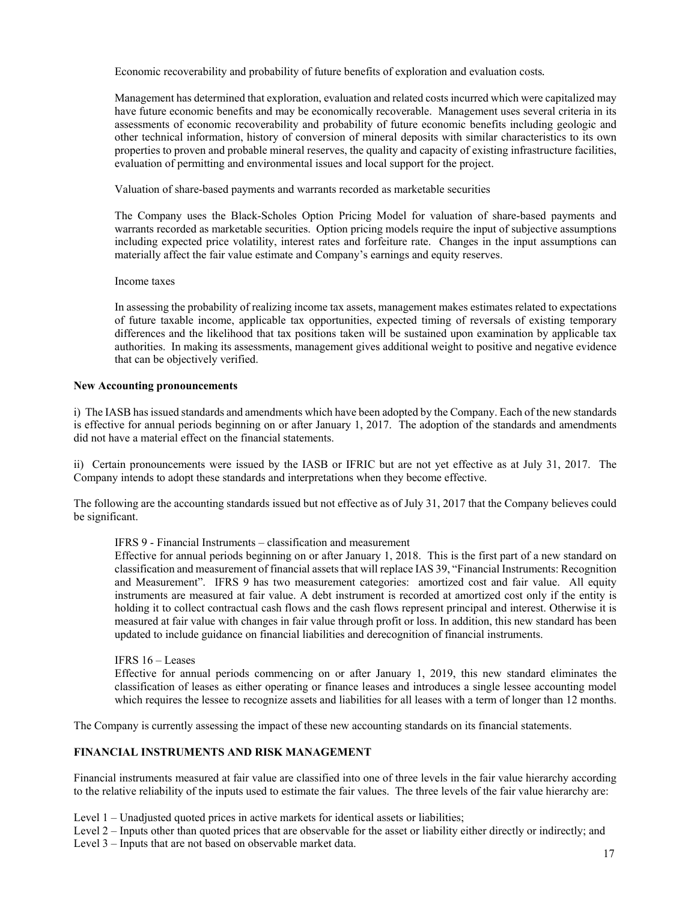Economic recoverability and probability of future benefits of exploration and evaluation costs*.*

Management has determined that exploration, evaluation and related costs incurred which were capitalized may have future economic benefits and may be economically recoverable. Management uses several criteria in its assessments of economic recoverability and probability of future economic benefits including geologic and other technical information, history of conversion of mineral deposits with similar characteristics to its own properties to proven and probable mineral reserves, the quality and capacity of existing infrastructure facilities, evaluation of permitting and environmental issues and local support for the project.

Valuation of share-based payments and warrants recorded as marketable securities

The Company uses the Black-Scholes Option Pricing Model for valuation of share-based payments and warrants recorded as marketable securities. Option pricing models require the input of subjective assumptions including expected price volatility, interest rates and forfeiture rate. Changes in the input assumptions can materially affect the fair value estimate and Company's earnings and equity reserves.

Income taxes

In assessing the probability of realizing income tax assets, management makes estimates related to expectations of future taxable income, applicable tax opportunities, expected timing of reversals of existing temporary differences and the likelihood that tax positions taken will be sustained upon examination by applicable tax authorities. In making its assessments, management gives additional weight to positive and negative evidence that can be objectively verified.

**New Accounting pronouncements**

i) The IASB has issued standards and amendments which have been adopted by the Company. Each of the new standards is effective for annual periods beginning on or after January 1, 2017. The adoption of the standards and amendments did not have a material effect on the financial statements.

ii) Certain pronouncements were issued by the IASB or IFRIC but are not yet effective as at July 31, 2017. The Company intends to adopt these standards and interpretations when they become effective.

The following are the accounting standards issued but not effective as of July 31, 2017 that the Company believes could be significant.

IFRS 9 - Financial Instruments – classification and measurement
Effective for annual periods beginning on or after January 1, 2018. This is the first part of a new standard on classification and measurement of financial assets that will replace IAS 39, "Financial Instruments: Recognition and Measurement". IFRS 9 has two measurement categories: amortized cost and fair value. All equity instruments are measured at fair value. A debt instrument is recorded at amortized cost only if the entity is holding it to collect contractual cash flows and the cash flows represent principal and interest. Otherwise it is measured at fair value with changes in fair value through profit or loss. In addition, this new standard has been updated to include guidance on financial liabilities and derecognition of financial instruments.

IFRS 16 – Leases
Effective for annual periods commencing on or after January 1, 2019, this new standard eliminates the classification of leases as either operating or finance leases and introduces a single lessee accounting model which requires the lessee to recognize assets and liabilities for all leases with a term of longer than 12 months.

The Company is currently assessing the impact of these new accounting standards on its financial statements.

## FINANCIAL INSTRUMENTS AND RISK MANAGEMENT

Financial instruments measured at fair value are classified into one of three levels in the fair value hierarchy according to the relative reliability of the inputs used to estimate the fair values. The three levels of the fair value hierarchy are:

Level 1 – Unadjusted quoted prices in active markets for identical assets or liabilities;
Level 2 – Inputs other than quoted prices that are observable for the asset or liability either directly or indirectly; and
Level 3 – Inputs that are not based on observable market data.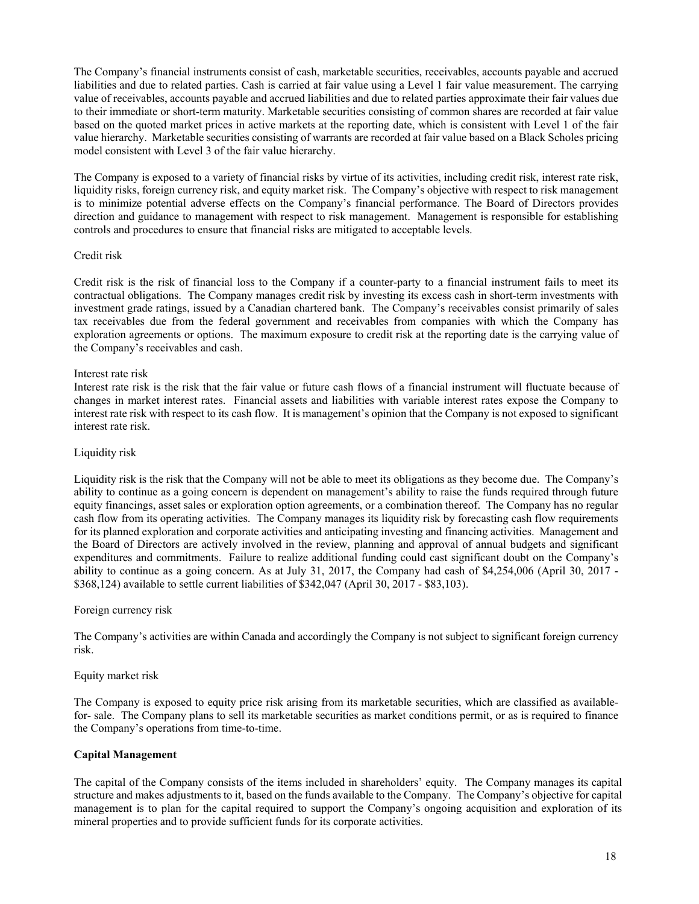The Company's financial instruments consist of cash, marketable securities, receivables, accounts payable and accrued liabilities and due to related parties. Cash is carried at fair value using a Level 1 fair value measurement. The carrying value of receivables, accounts payable and accrued liabilities and due to related parties approximate their fair values due to their immediate or short-term maturity. Marketable securities consisting of common shares are recorded at fair value based on the quoted market prices in active markets at the reporting date, which is consistent with Level 1 of the fair value hierarchy. Marketable securities consisting of warrants are recorded at fair value based on a Black Scholes pricing model consistent with Level 3 of the fair value hierarchy.

The Company is exposed to a variety of financial risks by virtue of its activities, including credit risk, interest rate risk, liquidity risks, foreign currency risk, and equity market risk. The Company's objective with respect to risk management is to minimize potential adverse effects on the Company's financial performance. The Board of Directors provides direction and guidance to management with respect to risk management. Management is responsible for establishing controls and procedures to ensure that financial risks are mitigated to acceptable levels.

Credit risk

Credit risk is the risk of financial loss to the Company if a counter-party to a financial instrument fails to meet its contractual obligations. The Company manages credit risk by investing its excess cash in short-term investments with investment grade ratings, issued by a Canadian chartered bank. The Company's receivables consist primarily of sales tax receivables due from the federal government and receivables from companies with which the Company has exploration agreements or options. The maximum exposure to credit risk at the reporting date is the carrying value of the Company's receivables and cash.

Interest rate risk

Interest rate risk is the risk that the fair value or future cash flows of a financial instrument will fluctuate because of changes in market interest rates. Financial assets and liabilities with variable interest rates expose the Company to interest rate risk with respect to its cash flow. It is management's opinion that the Company is not exposed to significant interest rate risk.

Liquidity risk

Liquidity risk is the risk that the Company will not be able to meet its obligations as they become due. The Company's ability to continue as a going concern is dependent on management's ability to raise the funds required through future equity financings, asset sales or exploration option agreements, or a combination thereof. The Company has no regular cash flow from its operating activities. The Company manages its liquidity risk by forecasting cash flow requirements for its planned exploration and corporate activities and anticipating investing and financing activities. Management and the Board of Directors are actively involved in the review, planning and approval of annual budgets and significant expenditures and commitments. Failure to realize additional funding could cast significant doubt on the Company's ability to continue as a going concern. As at July 31, 2017, the Company had cash of $4,254,006 (April 30, 2017 - $368,124) available to settle current liabilities of $342,047 (April 30, 2017 - $83,103).

Foreign currency risk

The Company's activities are within Canada and accordingly the Company is not subject to significant foreign currency risk.

Equity market risk

The Company is exposed to equity price risk arising from its marketable securities, which are classified as available-for- sale. The Company plans to sell its marketable securities as market conditions permit, or as is required to finance the Company's operations from time-to-time.

**Capital Management**

The capital of the Company consists of the items included in shareholders' equity. The Company manages its capital structure and makes adjustments to it, based on the funds available to the Company. The Company's objective for capital management is to plan for the capital required to support the Company's ongoing acquisition and exploration of its mineral properties and to provide sufficient funds for its corporate activities.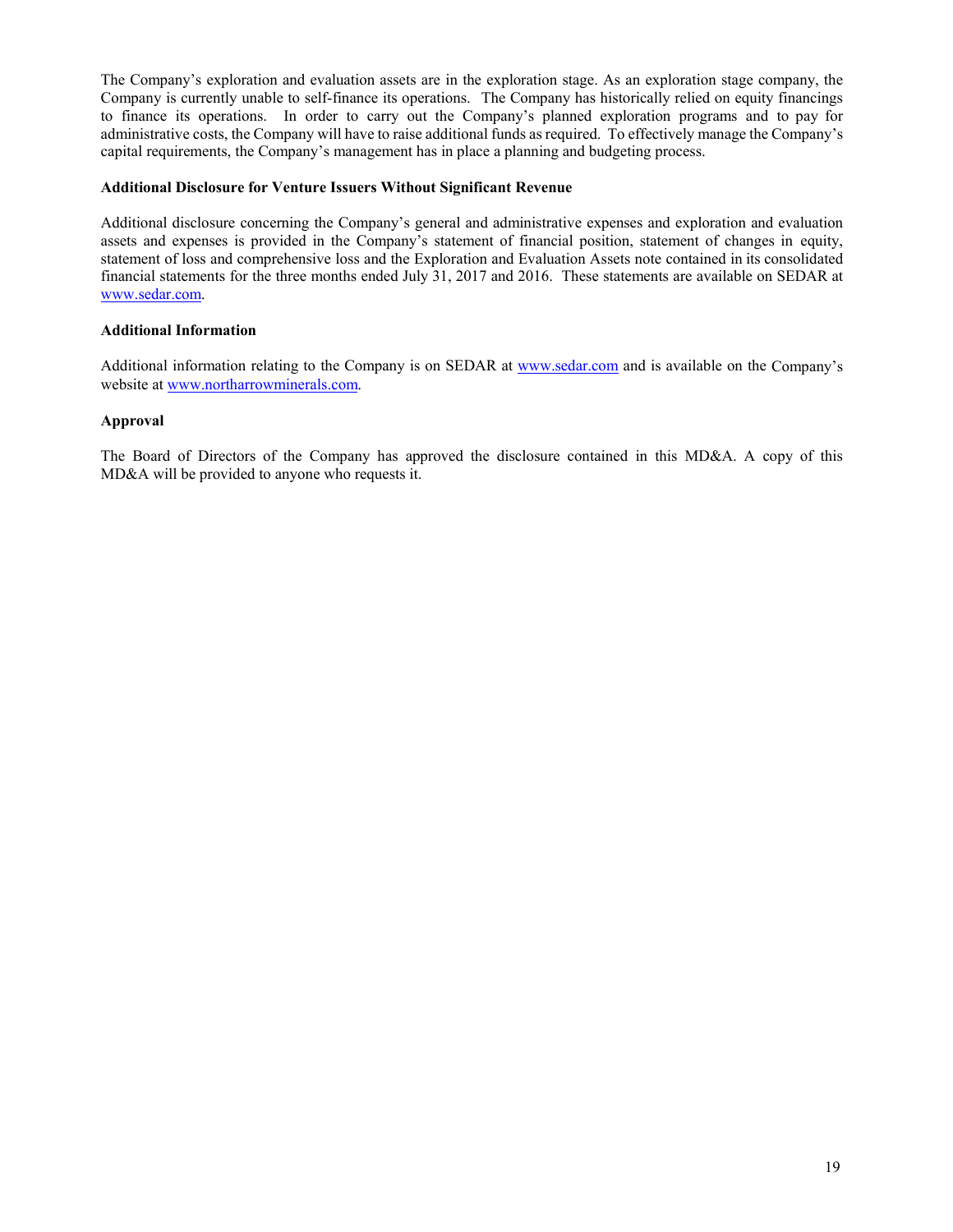The Company's exploration and evaluation assets are in the exploration stage. As an exploration stage company, the Company is currently unable to self-finance its operations. The Company has historically relied on equity financings to finance its operations. In order to carry out the Company's planned exploration programs and to pay for administrative costs, the Company will have to raise additional funds as required. To effectively manage the Company's capital requirements, the Company's management has in place a planning and budgeting process.

**Additional Disclosure for Venture Issuers Without Significant Revenue**

Additional disclosure concerning the Company's general and administrative expenses and exploration and evaluation assets and expenses is provided in the Company's statement of financial position, statement of changes in equity, statement of loss and comprehensive loss and the Exploration and Evaluation Assets note contained in its consolidated financial statements for the three months ended July 31, 2017 and 2016. These statements are available on SEDAR at www.sedar.com.

**Additional Information**

Additional information relating to the Company is on SEDAR at www.sedar.com and is available on the Company's website at www.northarrowminerals.com.

**Approval**

The Board of Directors of the Company has approved the disclosure contained in this MD&A. A copy of this MD&A will be provided to anyone who requests it.